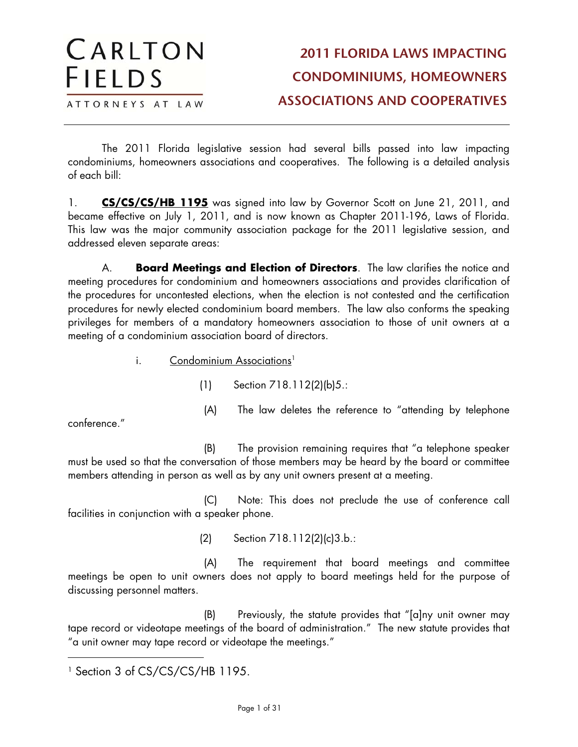CARLTON FIELDS

ATTORNEYS AT LAW

# 2011 FLORIDA LAWS IMPACTING CONDOMINIUMS, HOMEOWNERS ASSOCIATIONS AND COOPERATIVES

The 2011 Florida legislative session had several bills passed into law impacting condominiums, homeowners associations and cooperatives. The following is a detailed analysis of each bill:

1. **CS/CS/CS/HB 1195** was signed into law by Governor Scott on June 21, 2011, and became effective on July 1, 2011, and is now known as Chapter 2011-196, Laws of Florida. This law was the major community association package for the 2011 legislative session, and addressed eleven separate areas:

A. **Board Meetings and Election of Directors**. The law clarifies the notice and meeting procedures for condominium and homeowners associations and provides clarification of the procedures for uncontested elections, when the election is not contested and the certification procedures for newly elected condominium board members. The law also conforms the speaking privileges for members of a mandatory homeowners association to those of unit owners at a meeting of a condominium association board of directors.

i. Condominium Associations[1]

(1) Section 718.112(2)(b)5.:

(A) The law deletes the reference to "attending by telephone conference."

(B) The provision remaining requires that "a telephone speaker must be used so that the conversation of those members may be heard by the board or committee members attending in person as well as by any unit owners present at a meeting.

(C) Note: This does not preclude the use of conference call facilities in conjunction with a speaker phone.

(2) Section 718.112(2)(c)3.b.:

(A) The requirement that board meetings and committee meetings be open to unit owners does not apply to board meetings held for the purpose of discussing personnel matters.

(B) Previously, the statute provides that "[a]ny unit owner may tape record or videotape meetings of the board of administration." The new statute provides that "a unit owner may tape record or videotape the meetings."

[1] Section 3 of CS/CS/CS/HB 1195.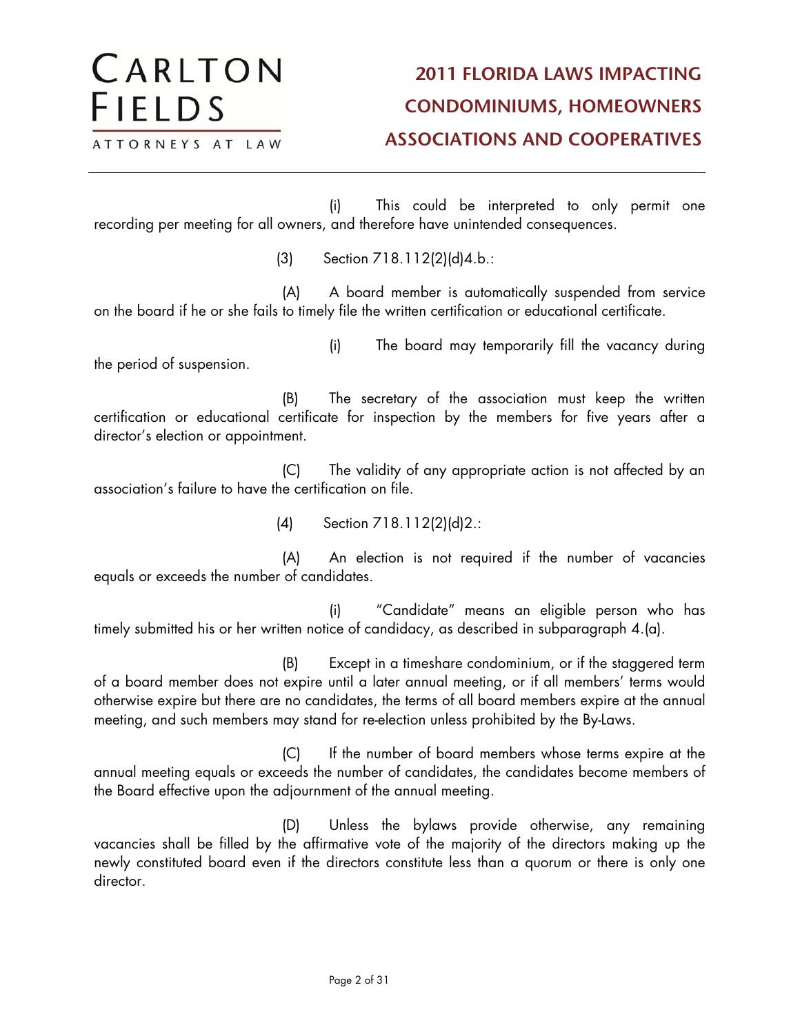(i) This could be interpreted to only permit one recording per meeting for all owners, and therefore have unintended consequences.

(3) Section 718.112(2)(d)4.b.:

(A) A board member is automatically suspended from service on the board if he or she fails to timely file the written certification or educational certificate.

(i) The board may temporarily fill the vacancy during the period of suspension.

(B) The secretary of the association must keep the written certification or educational certificate for inspection by the members for five years after a director's election or appointment.

(C) The validity of any appropriate action is not affected by an association's failure to have the certification on file.

(4) Section 718.112(2)(d)2.:

(A) An election is not required if the number of vacancies equals or exceeds the number of candidates.

(i) "Candidate" means an eligible person who has timely submitted his or her written notice of candidacy, as described in subparagraph 4.(a).

(B) Except in a timeshare condominium, or if the staggered term of a board member does not expire until a later annual meeting, or if all members' terms would otherwise expire but there are no candidates, the terms of all board members expire at the annual meeting, and such members may stand for re-election unless prohibited by the By-Laws.

(C) If the number of board members whose terms expire at the annual meeting equals or exceeds the number of candidates, the candidates become members of the Board effective upon the adjournment of the annual meeting.

(D) Unless the bylaws provide otherwise, any remaining vacancies shall be filled by the affirmative vote of the majority of the directors making up the newly constituted board even if the directors constitute less than a quorum or there is only one director.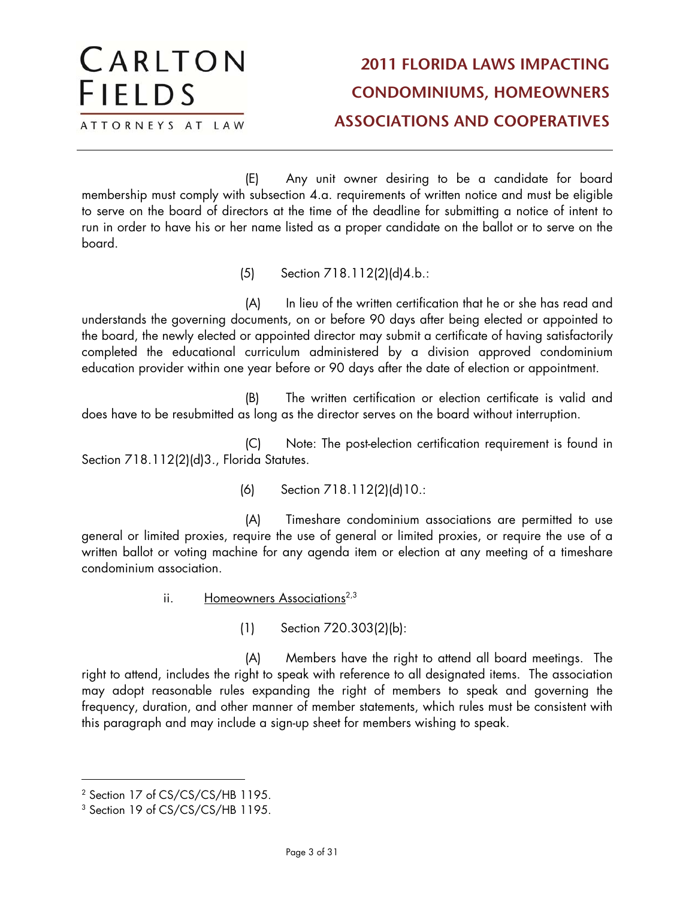(E) Any unit owner desiring to be a candidate for board membership must comply with subsection 4.a. requirements of written notice and must be eligible to serve on the board of directors at the time of the deadline for submitting a notice of intent to run in order to have his or her name listed as a proper candidate on the ballot or to serve on the board.

(5) Section 718.112(2)(d)4.b.:

(A) In lieu of the written certification that he or she has read and understands the governing documents, on or before 90 days after being elected or appointed to the board, the newly elected or appointed director may submit a certificate of having satisfactorily completed the educational curriculum administered by a division approved condominium education provider within one year before or 90 days after the date of election or appointment.

(B) The written certification or election certificate is valid and does have to be resubmitted as long as the director serves on the board without interruption.

(C) Note: The post-election certification requirement is found in Section 718.112(2)(d)3., Florida Statutes.

(6) Section 718.112(2)(d)10.:

(A) Timeshare condominium associations are permitted to use general or limited proxies, require the use of general or limited proxies, or require the use of a written ballot or voting machine for any agenda item or election at any meeting of a timeshare condominium association.

ii. Homeowners Associations[2,3]

(1) Section 720.303(2)(b):

(A) Members have the right to attend all board meetings. The right to attend, includes the right to speak with reference to all designated items. The association may adopt reasonable rules expanding the right of members to speak and governing the frequency, duration, and other manner of member statements, which rules must be consistent with this paragraph and may include a sign-up sheet for members wishing to speak.

---

[2] Section 17 of CS/CS/CS/HB 1195.

[3] Section 19 of CS/CS/CS/HB 1195.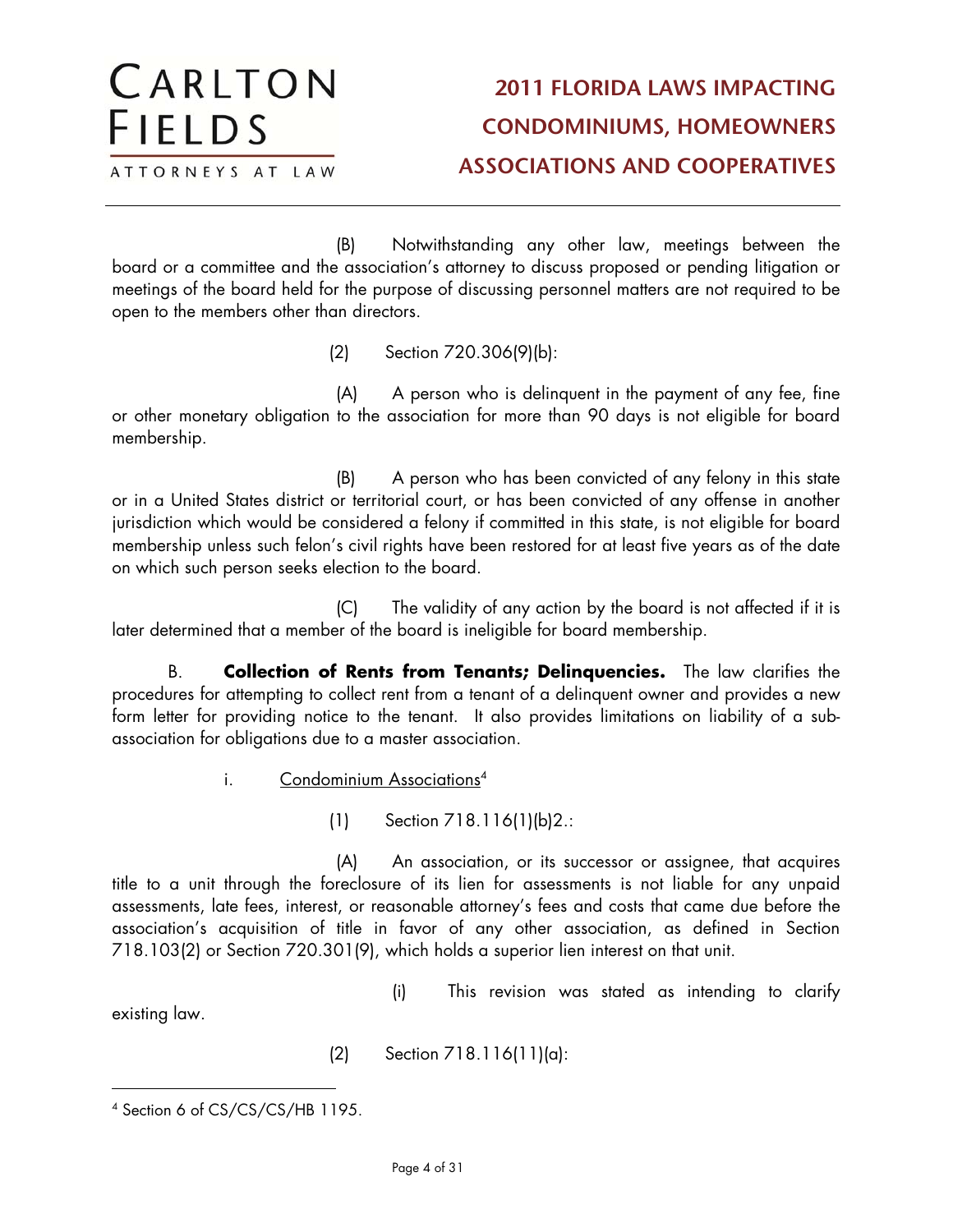(B) Notwithstanding any other law, meetings between the board or a committee and the association's attorney to discuss proposed or pending litigation or meetings of the board held for the purpose of discussing personnel matters are not required to be open to the members other than directors.

(2) Section 720.306(9)(b):

(A) A person who is delinquent in the payment of any fee, fine or other monetary obligation to the association for more than 90 days is not eligible for board membership.

(B) A person who has been convicted of any felony in this state or in a United States district or territorial court, or has been convicted of any offense in another jurisdiction which would be considered a felony if committed in this state, is not eligible for board membership unless such felon's civil rights have been restored for at least five years as of the date on which such person seeks election to the board.

(C) The validity of any action by the board is not affected if it is later determined that a member of the board is ineligible for board membership.

B. **Collection of Rents from Tenants; Delinquencies.** The law clarifies the procedures for attempting to collect rent from a tenant of a delinquent owner and provides a new form letter for providing notice to the tenant. It also provides limitations on liability of a sub-association for obligations due to a master association.

i. Condominium Associations[4]

(1) Section 718.116(1)(b)2.:

(A) An association, or its successor or assignee, that acquires title to a unit through the foreclosure of its lien for assessments is not liable for any unpaid assessments, late fees, interest, or reasonable attorney's fees and costs that came due before the association's acquisition of title in favor of any other association, as defined in Section 718.103(2) or Section 720.301(9), which holds a superior lien interest on that unit.

(i) This revision was stated as intending to clarify existing law.

(2) Section 718.116(11)(a):

---

[4] Section 6 of CS/CS/CS/HB 1195.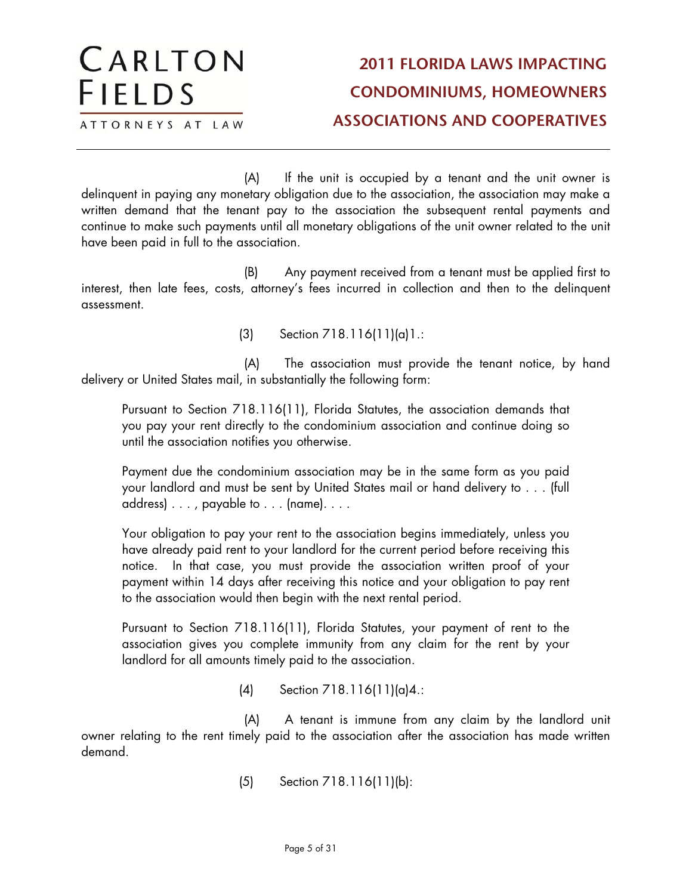(A) If the unit is occupied by a tenant and the unit owner is delinquent in paying any monetary obligation due to the association, the association may make a written demand that the tenant pay to the association the subsequent rental payments and continue to make such payments until all monetary obligations of the unit owner related to the unit have been paid in full to the association.

(B) Any payment received from a tenant must be applied first to interest, then late fees, costs, attorney's fees incurred in collection and then to the delinquent assessment.

(3) Section 718.116(11)(a)1.:

(A) The association must provide the tenant notice, by hand delivery or United States mail, in substantially the following form:

> Pursuant to Section 718.116(11), Florida Statutes, the association demands that you pay your rent directly to the condominium association and continue doing so until the association notifies you otherwise.
>
> Payment due the condominium association may be in the same form as you paid your landlord and must be sent by United States mail or hand delivery to . . . (full address) . . . , payable to . . . (name). . . .
>
> Your obligation to pay your rent to the association begins immediately, unless you have already paid rent to your landlord for the current period before receiving this notice. In that case, you must provide the association written proof of your payment within 14 days after receiving this notice and your obligation to pay rent to the association would then begin with the next rental period.
>
> Pursuant to Section 718.116(11), Florida Statutes, your payment of rent to the association gives you complete immunity from any claim for the rent by your landlord for all amounts timely paid to the association.

(4) Section 718.116(11)(a)4.:

(A) A tenant is immune from any claim by the landlord unit owner relating to the rent timely paid to the association after the association has made written demand.

(5) Section 718.116(11)(b):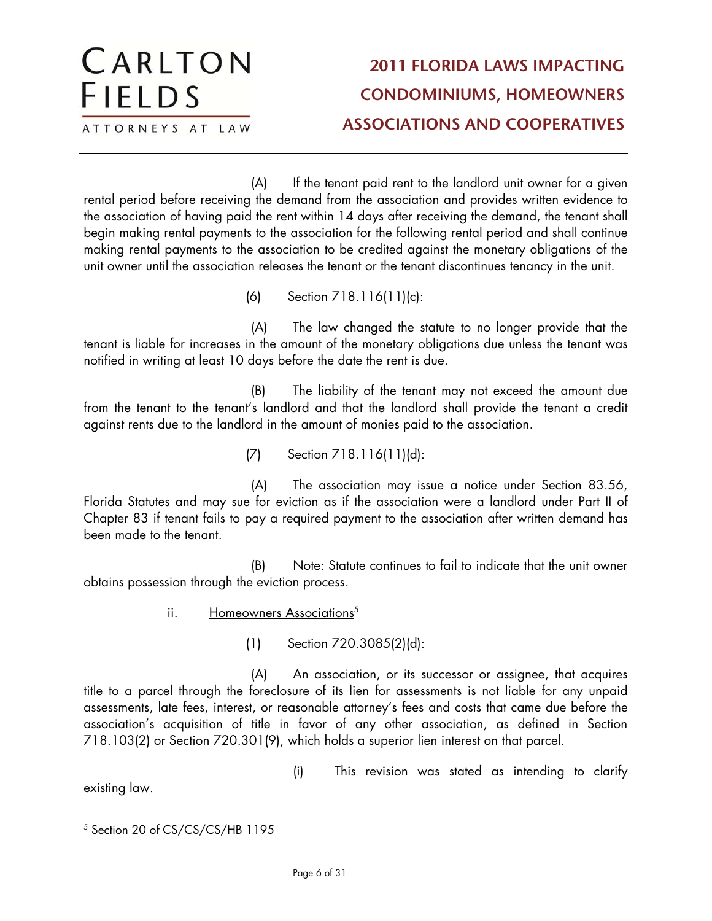(A) If the tenant paid rent to the landlord unit owner for a given rental period before receiving the demand from the association and provides written evidence to the association of having paid the rent within 14 days after receiving the demand, the tenant shall begin making rental payments to the association for the following rental period and shall continue making rental payments to the association to be credited against the monetary obligations of the unit owner until the association releases the tenant or the tenant discontinues tenancy in the unit.

(6) Section 718.116(11)(c):

(A) The law changed the statute to no longer provide that the tenant is liable for increases in the amount of the monetary obligations due unless the tenant was notified in writing at least 10 days before the date the rent is due.

(B) The liability of the tenant may not exceed the amount due from the tenant to the tenant's landlord and that the landlord shall provide the tenant a credit against rents due to the landlord in the amount of monies paid to the association.

(7) Section 718.116(11)(d):

(A) The association may issue a notice under Section 83.56, Florida Statutes and may sue for eviction as if the association were a landlord under Part II of Chapter 83 if tenant fails to pay a required payment to the association after written demand has been made to the tenant.

(B) Note: Statute continues to fail to indicate that the unit owner obtains possession through the eviction process.

ii. Homeowners Associations[5]

(1) Section 720.3085(2)(d):

(A) An association, or its successor or assignee, that acquires title to a parcel through the foreclosure of its lien for assessments is not liable for any unpaid assessments, late fees, interest, or reasonable attorney's fees and costs that came due before the association's acquisition of title in favor of any other association, as defined in Section 718.103(2) or Section 720.301(9), which holds a superior lien interest on that parcel.

(i) This revision was stated as intending to clarify existing law.

---

[5] Section 20 of CS/CS/CS/HB 1195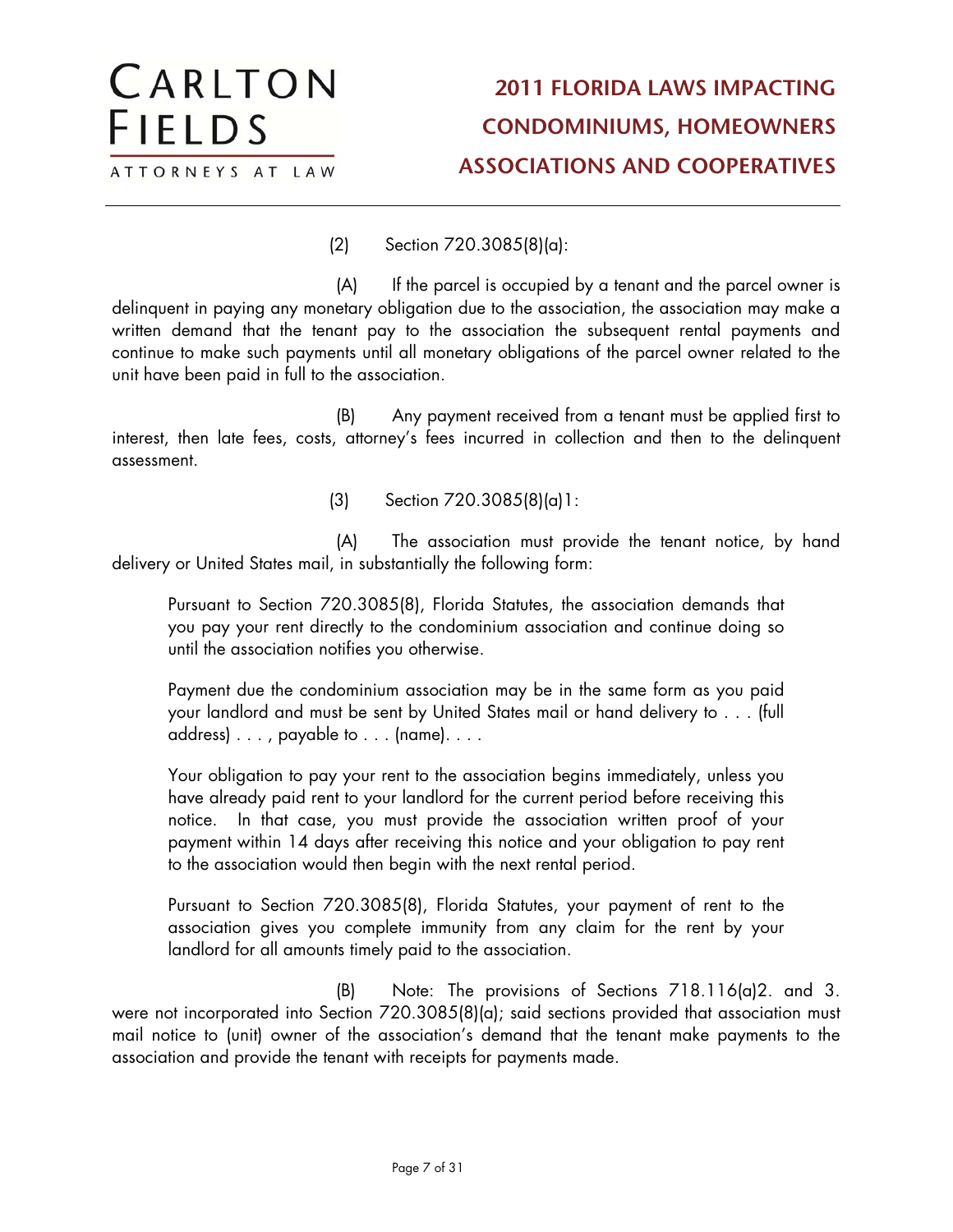(2) Section 720.3085(8)(a):

(A) If the parcel is occupied by a tenant and the parcel owner is delinquent in paying any monetary obligation due to the association, the association may make a written demand that the tenant pay to the association the subsequent rental payments and continue to make such payments until all monetary obligations of the parcel owner related to the unit have been paid in full to the association.

(B) Any payment received from a tenant must be applied first to interest, then late fees, costs, attorney's fees incurred in collection and then to the delinquent assessment.

(3) Section 720.3085(8)(a)1:

(A) The association must provide the tenant notice, by hand delivery or United States mail, in substantially the following form:

> Pursuant to Section 720.3085(8), Florida Statutes, the association demands that you pay your rent directly to the condominium association and continue doing so until the association notifies you otherwise.
>
> Payment due the condominium association may be in the same form as you paid your landlord and must be sent by United States mail or hand delivery to . . . (full address) . . . , payable to . . . (name). . . .
>
> Your obligation to pay your rent to the association begins immediately, unless you have already paid rent to your landlord for the current period before receiving this notice. In that case, you must provide the association written proof of your payment within 14 days after receiving this notice and your obligation to pay rent to the association would then begin with the next rental period.
>
> Pursuant to Section 720.3085(8), Florida Statutes, your payment of rent to the association gives you complete immunity from any claim for the rent by your landlord for all amounts timely paid to the association.

(B) Note: The provisions of Sections 718.116(a)2. and 3. were not incorporated into Section 720.3085(8)(a); said sections provided that association must mail notice to (unit) owner of the association's demand that the tenant make payments to the association and provide the tenant with receipts for payments made.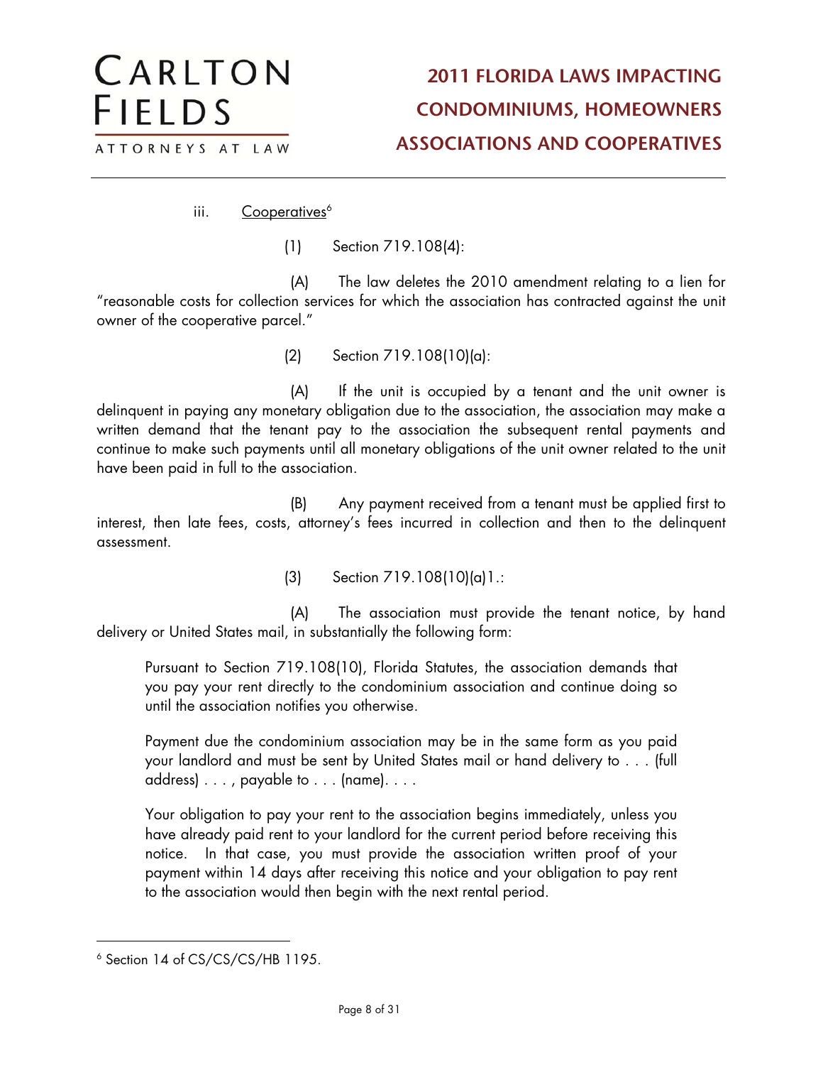iii. Cooperatives[6]

(1) Section 719.108(4):

(A) The law deletes the 2010 amendment relating to a lien for "reasonable costs for collection services for which the association has contracted against the unit owner of the cooperative parcel."

(2) Section 719.108(10)(a):

(A) If the unit is occupied by a tenant and the unit owner is delinquent in paying any monetary obligation due to the association, the association may make a written demand that the tenant pay to the association the subsequent rental payments and continue to make such payments until all monetary obligations of the unit owner related to the unit have been paid in full to the association.

(B) Any payment received from a tenant must be applied first to interest, then late fees, costs, attorney's fees incurred in collection and then to the delinquent assessment.

(3) Section 719.108(10)(a)1.:

(A) The association must provide the tenant notice, by hand delivery or United States mail, in substantially the following form:

> Pursuant to Section 719.108(10), Florida Statutes, the association demands that you pay your rent directly to the condominium association and continue doing so until the association notifies you otherwise.
>
> Payment due the condominium association may be in the same form as you paid your landlord and must be sent by United States mail or hand delivery to . . . (full address) . . . , payable to . . . (name). . . .
>
> Your obligation to pay your rent to the association begins immediately, unless you have already paid rent to your landlord for the current period before receiving this notice. In that case, you must provide the association written proof of your payment within 14 days after receiving this notice and your obligation to pay rent to the association would then begin with the next rental period.

---

[6] Section 14 of CS/CS/CS/HB 1195.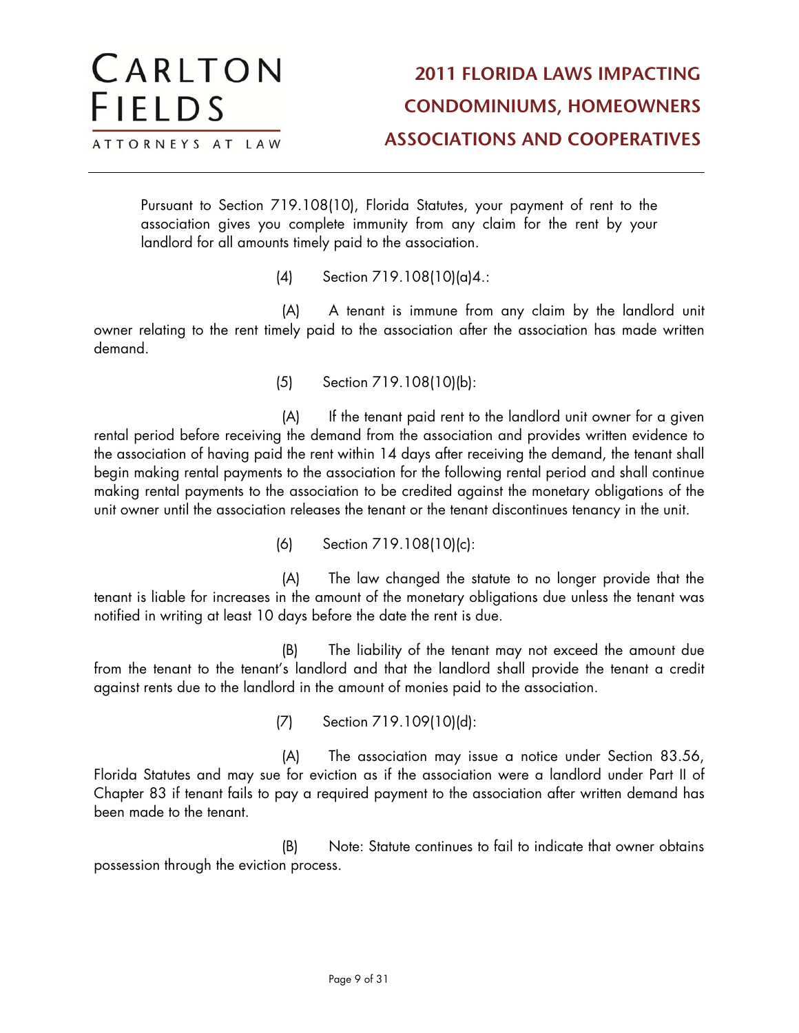Pursuant to Section 719.108(10), Florida Statutes, your payment of rent to the association gives you complete immunity from any claim for the rent by your landlord for all amounts timely paid to the association.

(4) Section 719.108(10)(a)4.:

(A) A tenant is immune from any claim by the landlord unit owner relating to the rent timely paid to the association after the association has made written demand.

(5) Section 719.108(10)(b):

(A) If the tenant paid rent to the landlord unit owner for a given rental period before receiving the demand from the association and provides written evidence to the association of having paid the rent within 14 days after receiving the demand, the tenant shall begin making rental payments to the association for the following rental period and shall continue making rental payments to the association to be credited against the monetary obligations of the unit owner until the association releases the tenant or the tenant discontinues tenancy in the unit.

(6) Section 719.108(10)(c):

(A) The law changed the statute to no longer provide that the tenant is liable for increases in the amount of the monetary obligations due unless the tenant was notified in writing at least 10 days before the date the rent is due.

(B) The liability of the tenant may not exceed the amount due from the tenant to the tenant's landlord and that the landlord shall provide the tenant a credit against rents due to the landlord in the amount of monies paid to the association.

(7) Section 719.109(10)(d):

(A) The association may issue a notice under Section 83.56, Florida Statutes and may sue for eviction as if the association were a landlord under Part II of Chapter 83 if tenant fails to pay a required payment to the association after written demand has been made to the tenant.

(B) Note: Statute continues to fail to indicate that owner obtains possession through the eviction process.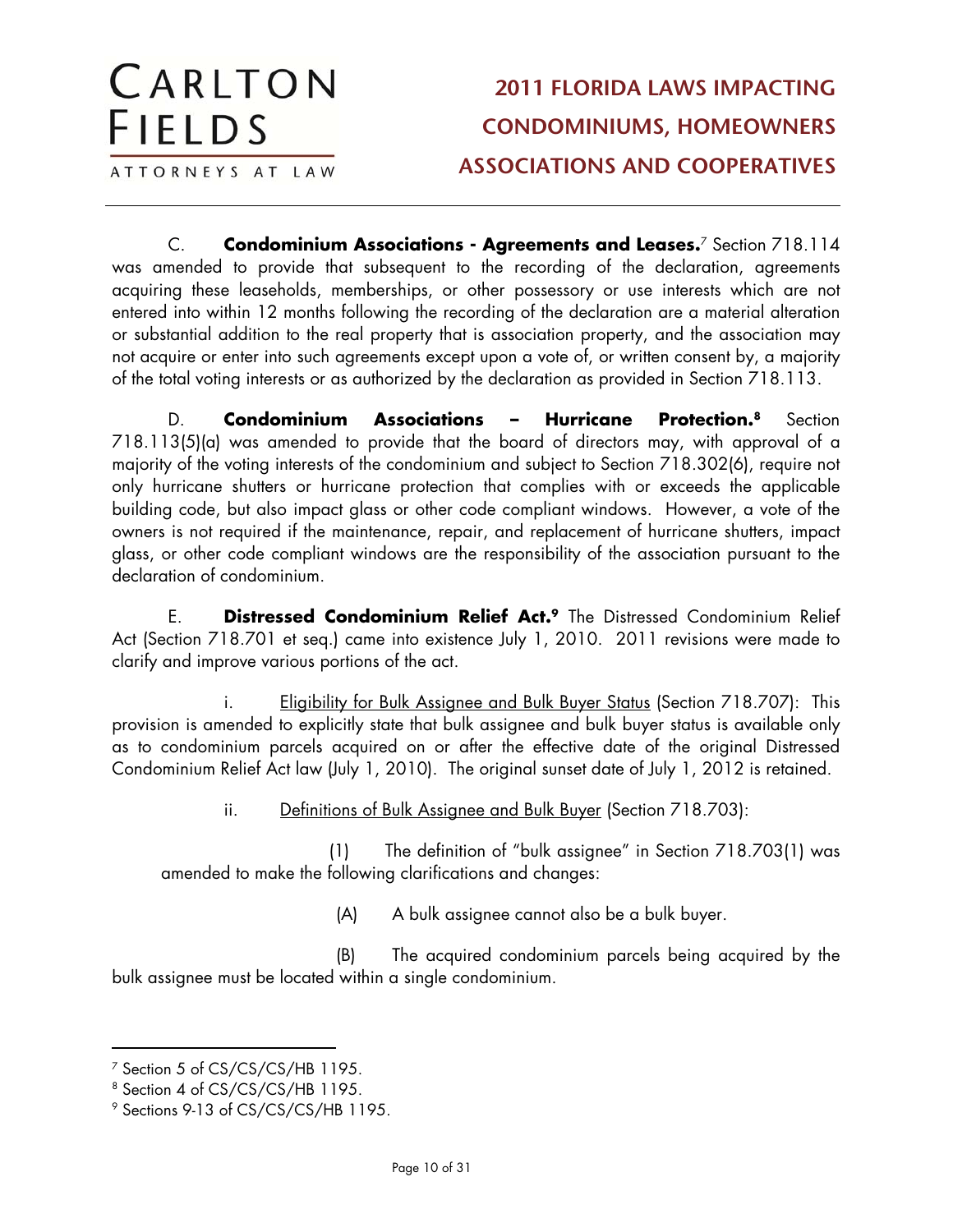C. **Condominium Associations - Agreements and Leases.**[7] Section 718.114 was amended to provide that subsequent to the recording of the declaration, agreements acquiring these leaseholds, memberships, or other possessory or use interests which are not entered into within 12 months following the recording of the declaration are a material alteration or substantial addition to the real property that is association property, and the association may not acquire or enter into such agreements except upon a vote of, or written consent by, a majority of the total voting interests or as authorized by the declaration as provided in Section 718.113.

D. **Condominium Associations – Hurricane Protection.**[8] Section 718.113(5)(a) was amended to provide that the board of directors may, with approval of a majority of the voting interests of the condominium and subject to Section 718.302(6), require not only hurricane shutters or hurricane protection that complies with or exceeds the applicable building code, but also impact glass or other code compliant windows. However, a vote of the owners is not required if the maintenance, repair, and replacement of hurricane shutters, impact glass, or other code compliant windows are the responsibility of the association pursuant to the declaration of condominium.

E. **Distressed Condominium Relief Act.**[9] The Distressed Condominium Relief Act (Section 718.701 et seq.) came into existence July 1, 2010. 2011 revisions were made to clarify and improve various portions of the act.

i. Eligibility for Bulk Assignee and Bulk Buyer Status (Section 718.707): This provision is amended to explicitly state that bulk assignee and bulk buyer status is available only as to condominium parcels acquired on or after the effective date of the original Distressed Condominium Relief Act law (July 1, 2010). The original sunset date of July 1, 2012 is retained.

ii. Definitions of Bulk Assignee and Bulk Buyer (Section 718.703):

(1) The definition of "bulk assignee" in Section 718.703(1) was amended to make the following clarifications and changes:

(A) A bulk assignee cannot also be a bulk buyer.

(B) The acquired condominium parcels being acquired by the bulk assignee must be located within a single condominium.

---

[7] Section 5 of CS/CS/CS/HB 1195.

[8] Section 4 of CS/CS/CS/HB 1195.

[9] Sections 9-13 of CS/CS/CS/HB 1195.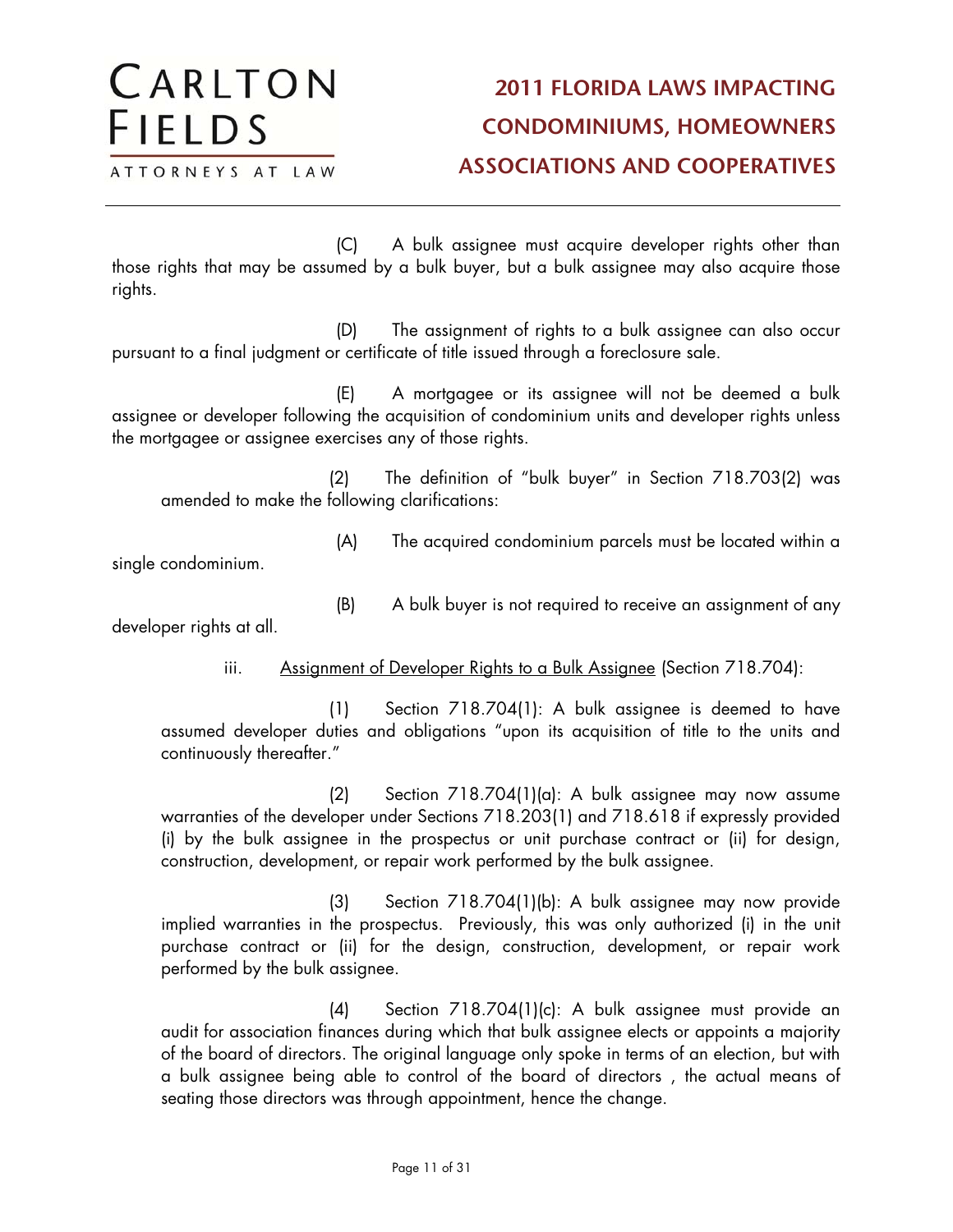(C) A bulk assignee must acquire developer rights other than those rights that may be assumed by a bulk buyer, but a bulk assignee may also acquire those rights.

(D) The assignment of rights to a bulk assignee can also occur pursuant to a final judgment or certificate of title issued through a foreclosure sale.

(E) A mortgagee or its assignee will not be deemed a bulk assignee or developer following the acquisition of condominium units and developer rights unless the mortgagee or assignee exercises any of those rights.

(2) The definition of "bulk buyer" in Section 718.703(2) was amended to make the following clarifications:

(A) The acquired condominium parcels must be located within a single condominium.

(B) A bulk buyer is not required to receive an assignment of any developer rights at all.

iii. Assignment of Developer Rights to a Bulk Assignee (Section 718.704):

(1) Section 718.704(1): A bulk assignee is deemed to have assumed developer duties and obligations "upon its acquisition of title to the units and continuously thereafter."

(2) Section 718.704(1)(a): A bulk assignee may now assume warranties of the developer under Sections 718.203(1) and 718.618 if expressly provided (i) by the bulk assignee in the prospectus or unit purchase contract or (ii) for design, construction, development, or repair work performed by the bulk assignee.

(3) Section 718.704(1)(b): A bulk assignee may now provide implied warranties in the prospectus. Previously, this was only authorized (i) in the unit purchase contract or (ii) for the design, construction, development, or repair work performed by the bulk assignee.

(4) Section 718.704(1)(c): A bulk assignee must provide an audit for association finances during which that bulk assignee elects or appoints a majority of the board of directors. The original language only spoke in terms of an election, but with a bulk assignee being able to control of the board of directors , the actual means of seating those directors was through appointment, hence the change.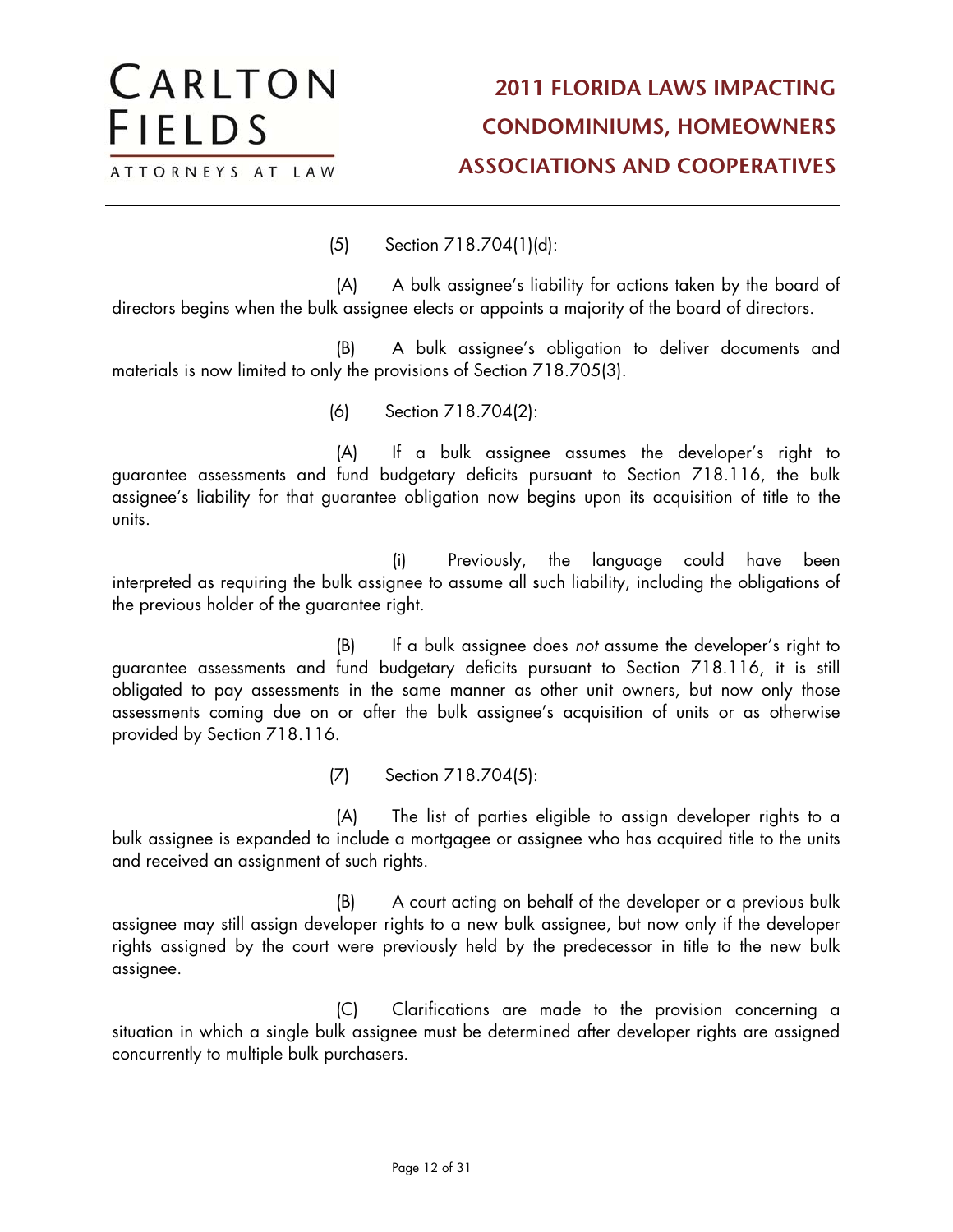(5) Section 718.704(1)(d):

(A) A bulk assignee's liability for actions taken by the board of directors begins when the bulk assignee elects or appoints a majority of the board of directors.

(B) A bulk assignee's obligation to deliver documents and materials is now limited to only the provisions of Section 718.705(3).

(6) Section 718.704(2):

(A) If a bulk assignee assumes the developer's right to guarantee assessments and fund budgetary deficits pursuant to Section 718.116, the bulk assignee's liability for that guarantee obligation now begins upon its acquisition of title to the units.

(i) Previously, the language could have been interpreted as requiring the bulk assignee to assume all such liability, including the obligations of the previous holder of the guarantee right.

(B) If a bulk assignee does *not* assume the developer's right to guarantee assessments and fund budgetary deficits pursuant to Section 718.116, it is still obligated to pay assessments in the same manner as other unit owners, but now only those assessments coming due on or after the bulk assignee's acquisition of units or as otherwise provided by Section 718.116.

(7) Section 718.704(5):

(A) The list of parties eligible to assign developer rights to a bulk assignee is expanded to include a mortgagee or assignee who has acquired title to the units and received an assignment of such rights.

(B) A court acting on behalf of the developer or a previous bulk assignee may still assign developer rights to a new bulk assignee, but now only if the developer rights assigned by the court were previously held by the predecessor in title to the new bulk assignee.

(C) Clarifications are made to the provision concerning a situation in which a single bulk assignee must be determined after developer rights are assigned concurrently to multiple bulk purchasers.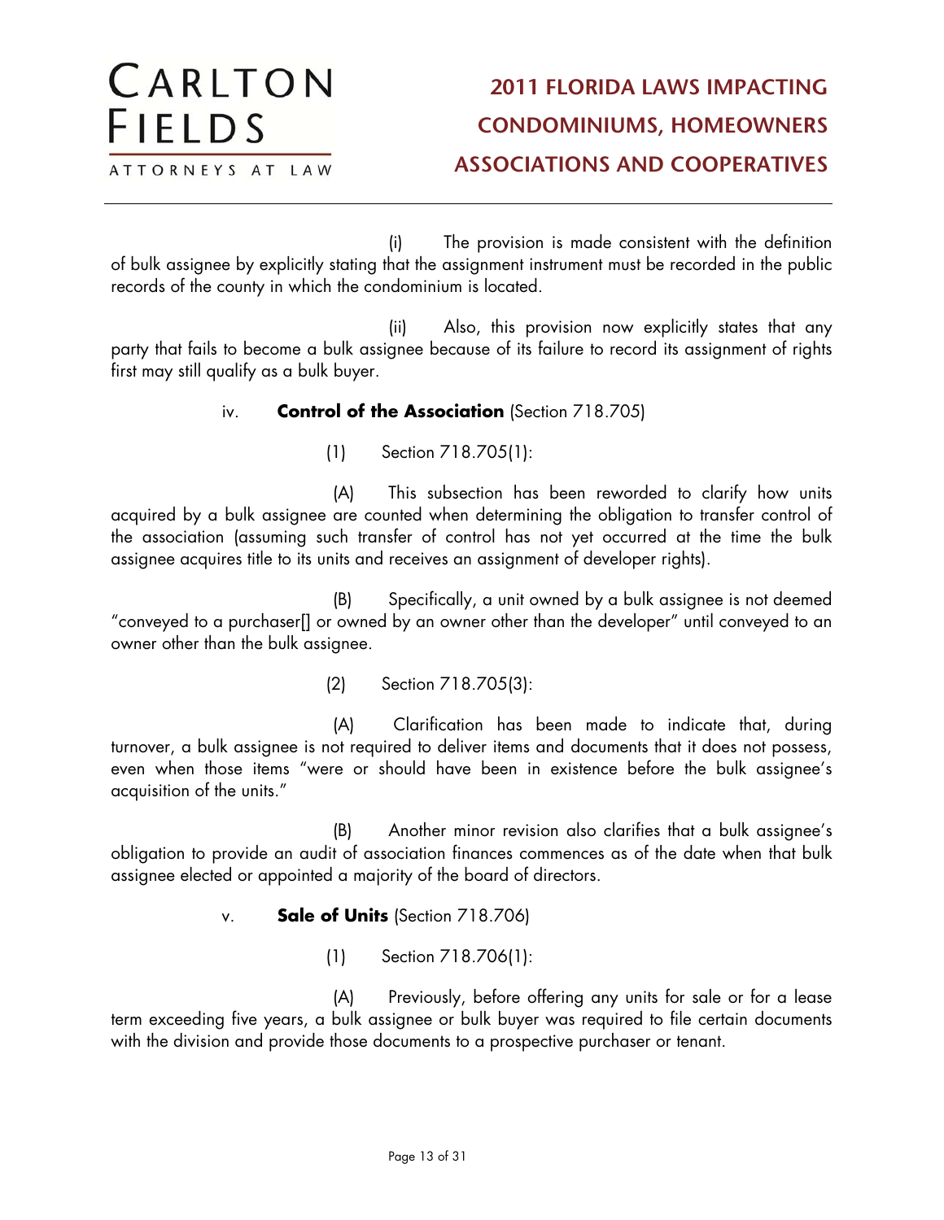(i) The provision is made consistent with the definition of bulk assignee by explicitly stating that the assignment instrument must be recorded in the public records of the county in which the condominium is located.

(ii) Also, this provision now explicitly states that any party that fails to become a bulk assignee because of its failure to record its assignment of rights first may still qualify as a bulk buyer.

iv. **Control of the Association** (Section 718.705)

(1) Section 718.705(1):

(A) This subsection has been reworded to clarify how units acquired by a bulk assignee are counted when determining the obligation to transfer control of the association (assuming such transfer of control has not yet occurred at the time the bulk assignee acquires title to its units and receives an assignment of developer rights).

(B) Specifically, a unit owned by a bulk assignee is not deemed "conveyed to a purchaser[] or owned by an owner other than the developer" until conveyed to an owner other than the bulk assignee.

(2) Section 718.705(3):

(A) Clarification has been made to indicate that, during turnover, a bulk assignee is not required to deliver items and documents that it does not possess, even when those items "were or should have been in existence before the bulk assignee's acquisition of the units."

(B) Another minor revision also clarifies that a bulk assignee's obligation to provide an audit of association finances commences as of the date when that bulk assignee elected or appointed a majority of the board of directors.

v. **Sale of Units** (Section 718.706)

(1) Section 718.706(1):

(A) Previously, before offering any units for sale or for a lease term exceeding five years, a bulk assignee or bulk buyer was required to file certain documents with the division and provide those documents to a prospective purchaser or tenant.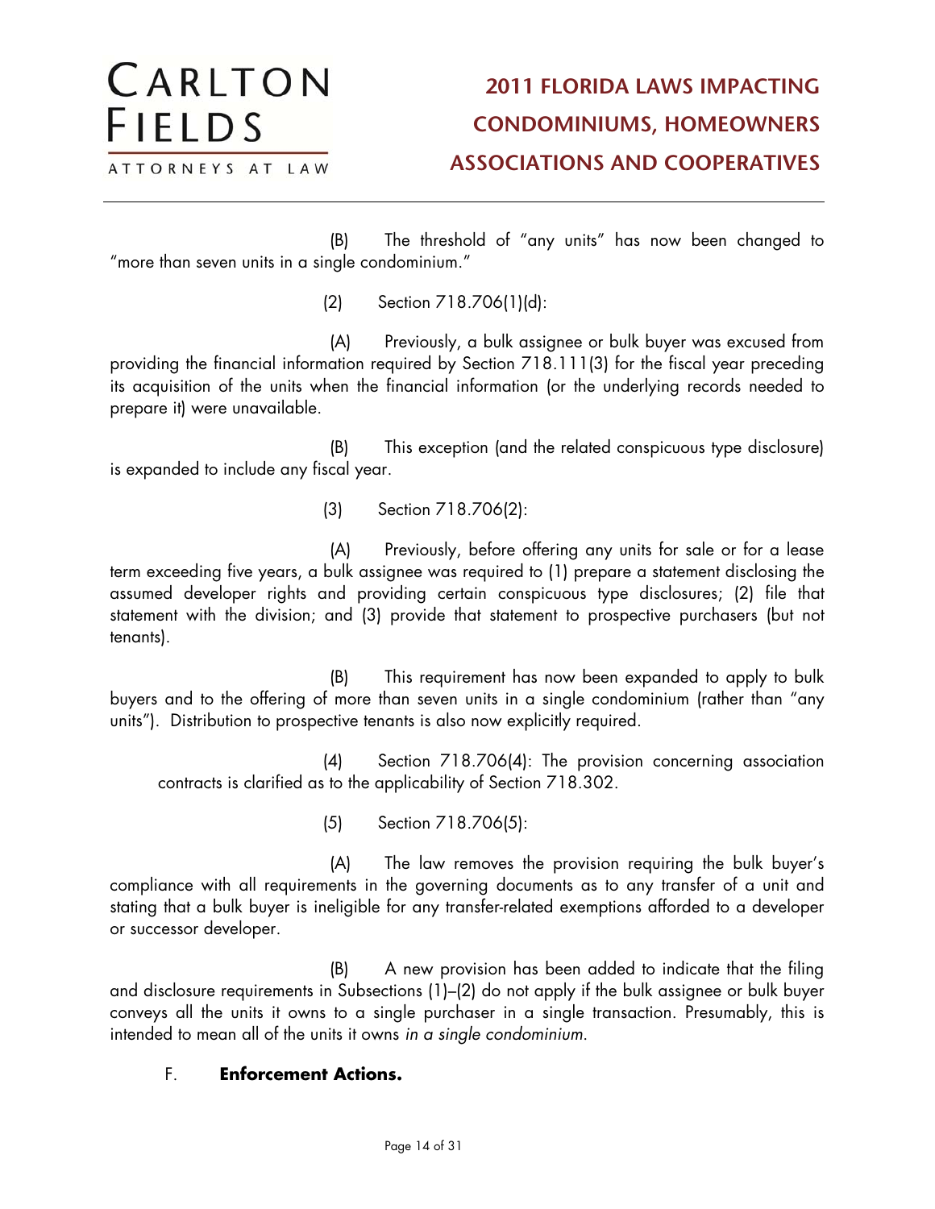(B) The threshold of "any units" has now been changed to "more than seven units in a single condominium."

(2) Section 718.706(1)(d):

(A) Previously, a bulk assignee or bulk buyer was excused from providing the financial information required by Section 718.111(3) for the fiscal year preceding its acquisition of the units when the financial information (or the underlying records needed to prepare it) were unavailable.

(B) This exception (and the related conspicuous type disclosure) is expanded to include any fiscal year.

(3) Section 718.706(2):

(A) Previously, before offering any units for sale or for a lease term exceeding five years, a bulk assignee was required to (1) prepare a statement disclosing the assumed developer rights and providing certain conspicuous type disclosures; (2) file that statement with the division; and (3) provide that statement to prospective purchasers (but not tenants).

(B) This requirement has now been expanded to apply to bulk buyers and to the offering of more than seven units in a single condominium (rather than "any units"). Distribution to prospective tenants is also now explicitly required.

(4) Section 718.706(4): The provision concerning association contracts is clarified as to the applicability of Section 718.302.

(5) Section 718.706(5):

(A) The law removes the provision requiring the bulk buyer's compliance with all requirements in the governing documents as to any transfer of a unit and stating that a bulk buyer is ineligible for any transfer-related exemptions afforded to a developer or successor developer.

(B) A new provision has been added to indicate that the filing and disclosure requirements in Subsections (1)–(2) do not apply if the bulk assignee or bulk buyer conveys all the units it owns to a single purchaser in a single transaction. Presumably, this is intended to mean all of the units it owns *in a single condominium*.

F. **Enforcement Actions.**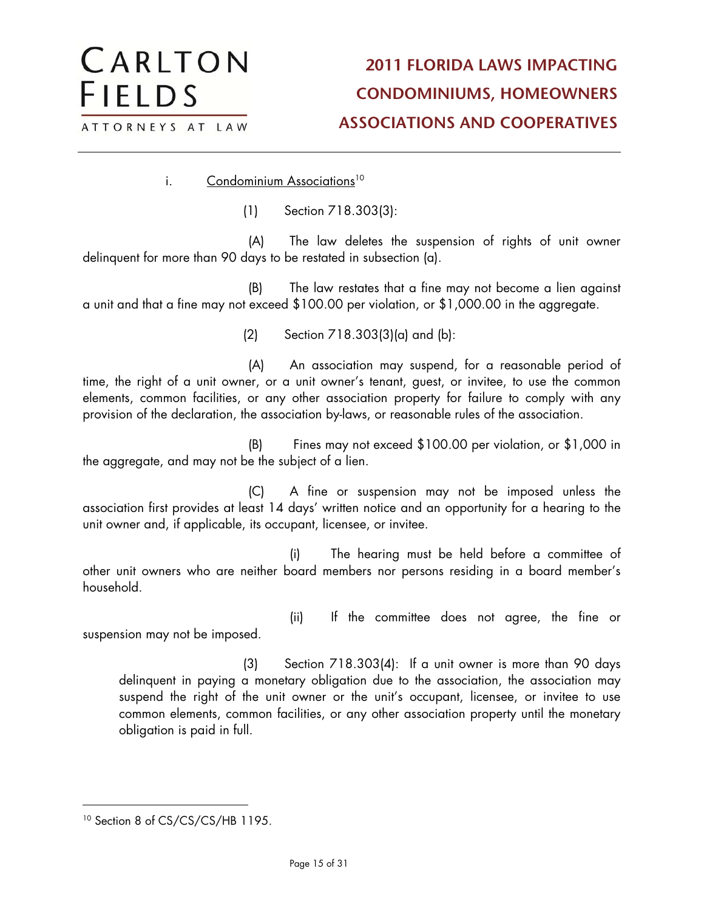i. Condominium Associations[10]

(1) Section 718.303(3):

(A) The law deletes the suspension of rights of unit owner delinquent for more than 90 days to be restated in subsection (a).

(B) The law restates that a fine may not become a lien against a unit and that a fine may not exceed $100.00 per violation, or $1,000.00 in the aggregate.

(2) Section 718.303(3)(a) and (b):

(A) An association may suspend, for a reasonable period of time, the right of a unit owner, or a unit owner's tenant, guest, or invitee, to use the common elements, common facilities, or any other association property for failure to comply with any provision of the declaration, the association by-laws, or reasonable rules of the association.

(B) Fines may not exceed $100.00 per violation, or $1,000 in the aggregate, and may not be the subject of a lien.

(C) A fine or suspension may not be imposed unless the association first provides at least 14 days' written notice and an opportunity for a hearing to the unit owner and, if applicable, its occupant, licensee, or invitee.

(i) The hearing must be held before a committee of other unit owners who are neither board members nor persons residing in a board member's household.

(ii) If the committee does not agree, the fine or suspension may not be imposed.

(3) Section 718.303(4): If a unit owner is more than 90 days delinquent in paying a monetary obligation due to the association, the association may suspend the right of the unit owner or the unit's occupant, licensee, or invitee to use common elements, common facilities, or any other association property until the monetary obligation is paid in full.

---

[10] Section 8 of CS/CS/CS/HB 1195.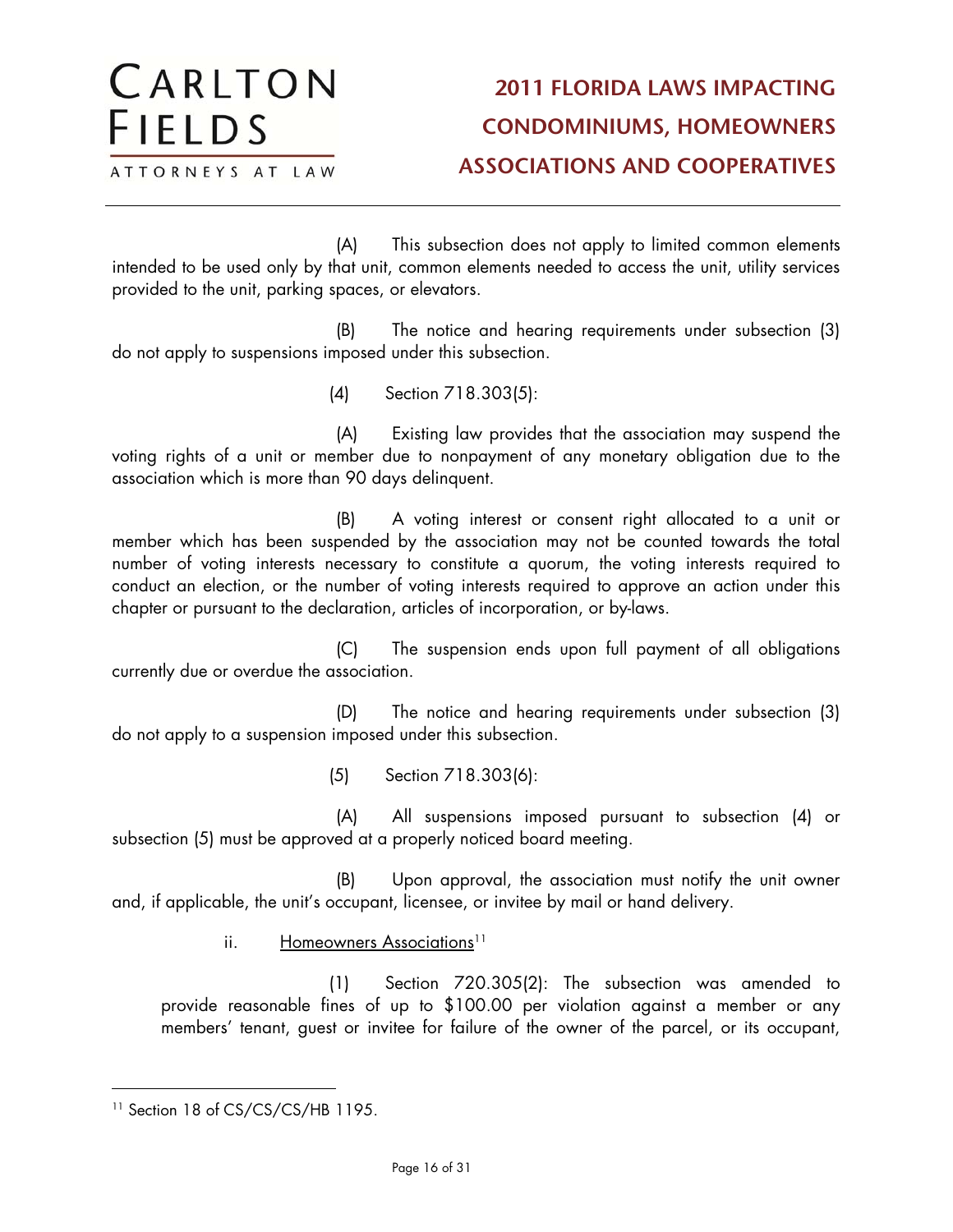(A) This subsection does not apply to limited common elements intended to be used only by that unit, common elements needed to access the unit, utility services provided to the unit, parking spaces, or elevators.

(B) The notice and hearing requirements under subsection (3) do not apply to suspensions imposed under this subsection.

(4) Section 718.303(5):

(A) Existing law provides that the association may suspend the voting rights of a unit or member due to nonpayment of any monetary obligation due to the association which is more than 90 days delinquent.

(B) A voting interest or consent right allocated to a unit or member which has been suspended by the association may not be counted towards the total number of voting interests necessary to constitute a quorum, the voting interests required to conduct an election, or the number of voting interests required to approve an action under this chapter or pursuant to the declaration, articles of incorporation, or by-laws.

(C) The suspension ends upon full payment of all obligations currently due or overdue the association.

(D) The notice and hearing requirements under subsection (3) do not apply to a suspension imposed under this subsection.

(5) Section 718.303(6):

(A) All suspensions imposed pursuant to subsection (4) or subsection (5) must be approved at a properly noticed board meeting.

(B) Upon approval, the association must notify the unit owner and, if applicable, the unit's occupant, licensee, or invitee by mail or hand delivery.

ii. <u>Homeowners Associations</u>[11]

(1) Section 720.305(2): The subsection was amended to provide reasonable fines of up to $100.00 per violation against a member or any members' tenant, guest or invitee for failure of the owner of the parcel, or its occupant,

---

[11] Section 18 of CS/CS/CS/HB 1195.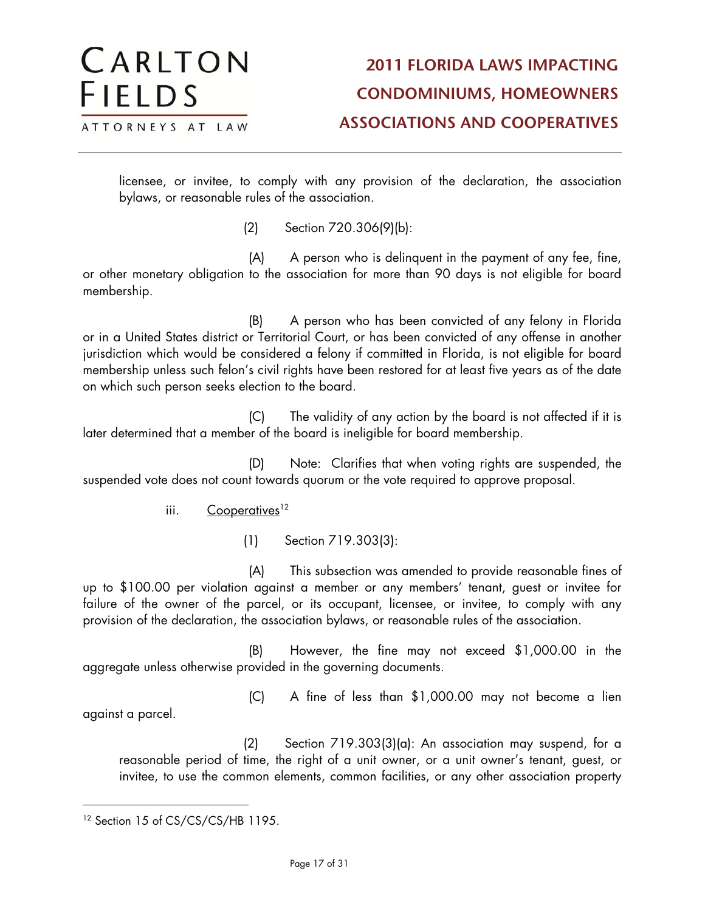licensee, or invitee, to comply with any provision of the declaration, the association bylaws, or reasonable rules of the association.

(2) Section 720.306(9)(b):

(A) A person who is delinquent in the payment of any fee, fine, or other monetary obligation to the association for more than 90 days is not eligible for board membership.

(B) A person who has been convicted of any felony in Florida or in a United States district or Territorial Court, or has been convicted of any offense in another jurisdiction which would be considered a felony if committed in Florida, is not eligible for board membership unless such felon's civil rights have been restored for at least five years as of the date on which such person seeks election to the board.

(C) The validity of any action by the board is not affected if it is later determined that a member of the board is ineligible for board membership.

(D) Note: Clarifies that when voting rights are suspended, the suspended vote does not count towards quorum or the vote required to approve proposal.

iii. Cooperatives[12]

(1) Section 719.303(3):

(A) This subsection was amended to provide reasonable fines of up to $100.00 per violation against a member or any members' tenant, guest or invitee for failure of the owner of the parcel, or its occupant, licensee, or invitee, to comply with any provision of the declaration, the association bylaws, or reasonable rules of the association.

(B) However, the fine may not exceed $1,000.00 in the aggregate unless otherwise provided in the governing documents.

(C) A fine of less than $1,000.00 may not become a lien against a parcel.

(2) Section 719.303(3)(a): An association may suspend, for a reasonable period of time, the right of a unit owner, or a unit owner's tenant, guest, or invitee, to use the common elements, common facilities, or any other association property

---

[12] Section 15 of CS/CS/CS/HB 1195.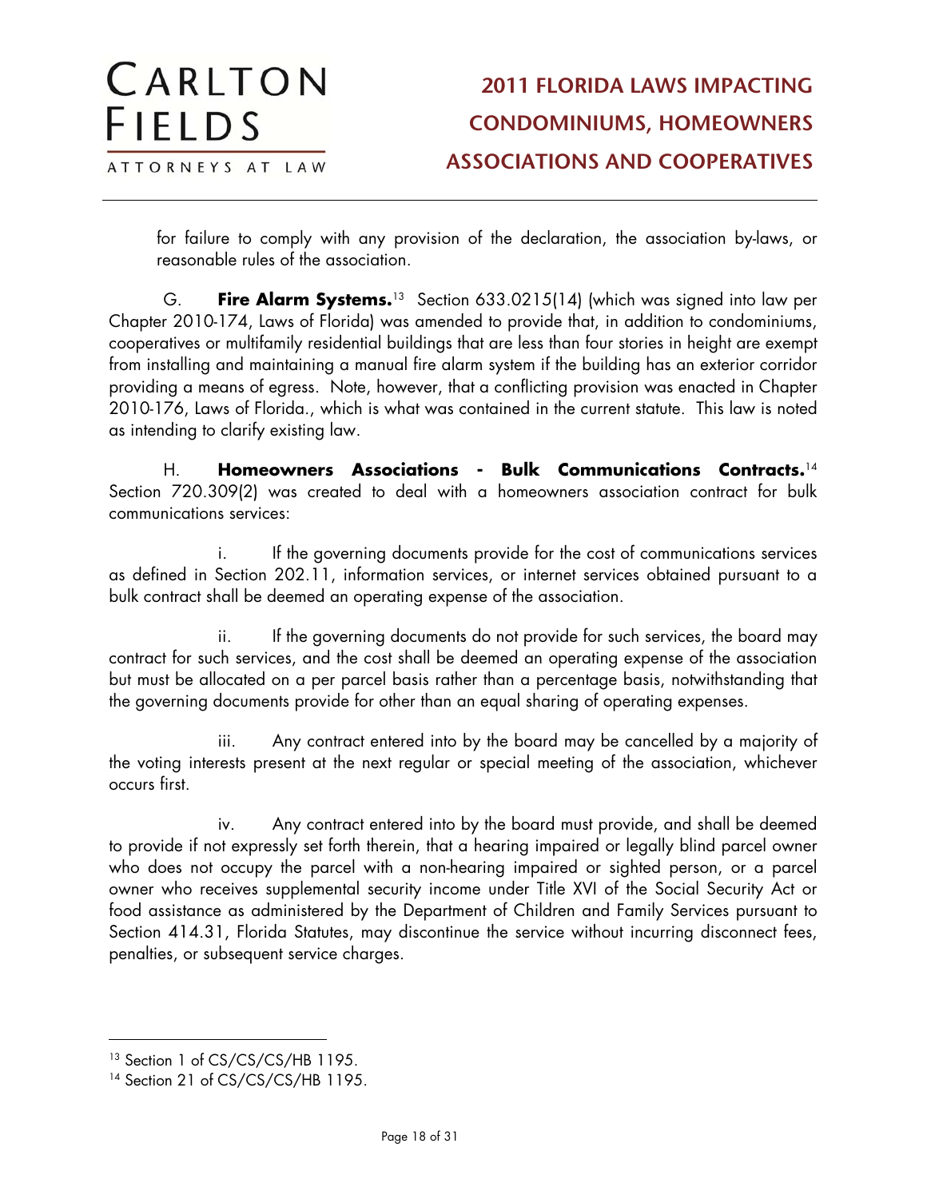for failure to comply with any provision of the declaration, the association by-laws, or reasonable rules of the association.

G. **Fire Alarm Systems.**[13] Section 633.0215(14) (which was signed into law per Chapter 2010-174, Laws of Florida) was amended to provide that, in addition to condominiums, cooperatives or multifamily residential buildings that are less than four stories in height are exempt from installing and maintaining a manual fire alarm system if the building has an exterior corridor providing a means of egress. Note, however, that a conflicting provision was enacted in Chapter 2010-176, Laws of Florida., which is what was contained in the current statute. This law is noted as intending to clarify existing law.

H. **Homeowners Associations - Bulk Communications Contracts.**[14] Section 720.309(2) was created to deal with a homeowners association contract for bulk communications services:

i. If the governing documents provide for the cost of communications services as defined in Section 202.11, information services, or internet services obtained pursuant to a bulk contract shall be deemed an operating expense of the association.

ii. If the governing documents do not provide for such services, the board may contract for such services, and the cost shall be deemed an operating expense of the association but must be allocated on a per parcel basis rather than a percentage basis, notwithstanding that the governing documents provide for other than an equal sharing of operating expenses.

iii. Any contract entered into by the board may be cancelled by a majority of the voting interests present at the next regular or special meeting of the association, whichever occurs first.

iv. Any contract entered into by the board must provide, and shall be deemed to provide if not expressly set forth therein, that a hearing impaired or legally blind parcel owner who does not occupy the parcel with a non-hearing impaired or sighted person, or a parcel owner who receives supplemental security income under Title XVI of the Social Security Act or food assistance as administered by the Department of Children and Family Services pursuant to Section 414.31, Florida Statutes, may discontinue the service without incurring disconnect fees, penalties, or subsequent service charges.

---

[13] Section 1 of CS/CS/CS/HB 1195.

[14] Section 21 of CS/CS/CS/HB 1195.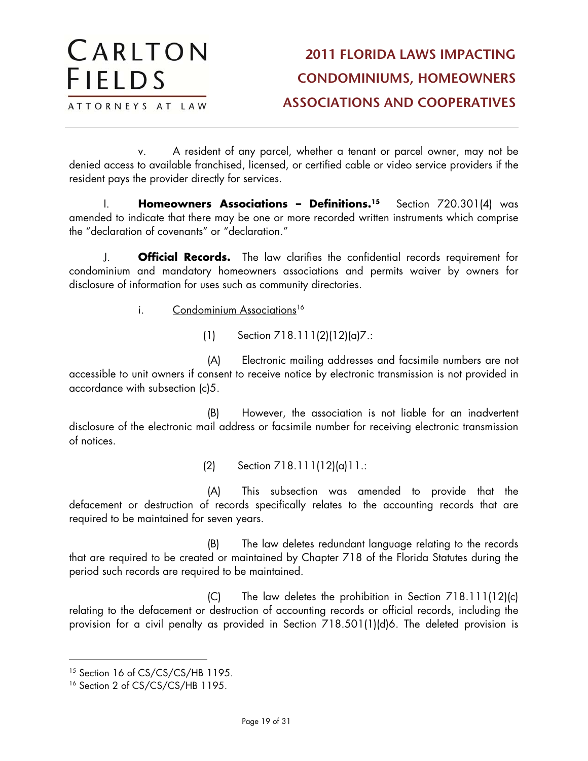v. A resident of any parcel, whether a tenant or parcel owner, may not be denied access to available franchised, licensed, or certified cable or video service providers if the resident pays the provider directly for services.

I. **Homeowners Associations – Definitions.**[15] Section 720.301(4) was amended to indicate that there may be one or more recorded written instruments which comprise the "declaration of covenants" or "declaration."

J. **Official Records.** The law clarifies the confidential records requirement for condominium and mandatory homeowners associations and permits waiver by owners for disclosure of information for uses such as community directories.

i. Condominium Associations[16]

(1) Section 718.111(2)(12)(a)7.:

(A) Electronic mailing addresses and facsimile numbers are not accessible to unit owners if consent to receive notice by electronic transmission is not provided in accordance with subsection (c)5.

(B) However, the association is not liable for an inadvertent disclosure of the electronic mail address or facsimile number for receiving electronic transmission of notices.

(2) Section 718.111(12)(a)11.:

(A) This subsection was amended to provide that the defacement or destruction of records specifically relates to the accounting records that are required to be maintained for seven years.

(B) The law deletes redundant language relating to the records that are required to be created or maintained by Chapter 718 of the Florida Statutes during the period such records are required to be maintained.

(C) The law deletes the prohibition in Section 718.111(12)(c) relating to the defacement or destruction of accounting records or official records, including the provision for a civil penalty as provided in Section 718.501(1)(d)6. The deleted provision is

---

[15] Section 16 of CS/CS/CS/HB 1195.

[16] Section 2 of CS/CS/CS/HB 1195.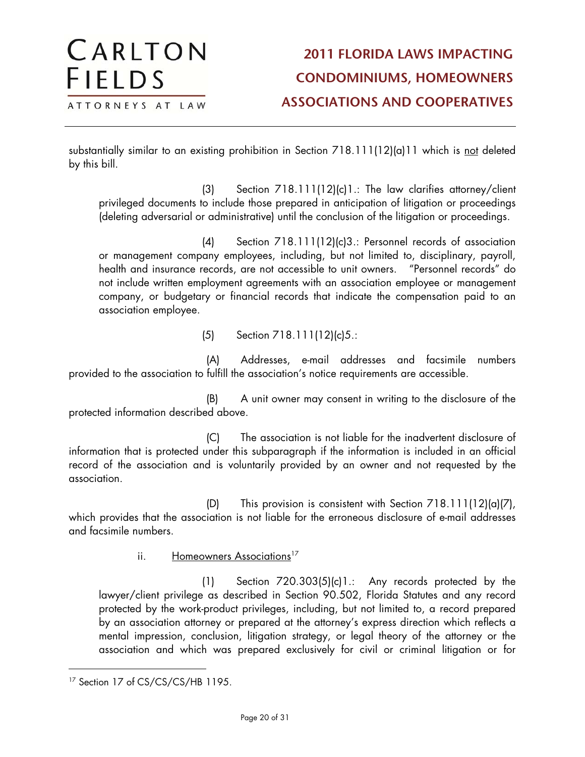substantially similar to an existing prohibition in Section 718.111(12)(a)11 which is not deleted by this bill.

(3) Section 718.111(12)(c)1.: The law clarifies attorney/client privileged documents to include those prepared in anticipation of litigation or proceedings (deleting adversarial or administrative) until the conclusion of the litigation or proceedings.

(4) Section 718.111(12)(c)3.: Personnel records of association or management company employees, including, but not limited to, disciplinary, payroll, health and insurance records, are not accessible to unit owners. "Personnel records" do not include written employment agreements with an association employee or management company, or budgetary or financial records that indicate the compensation paid to an association employee.

(5) Section 718.111(12)(c)5.:

(A) Addresses, e-mail addresses and facsimile numbers provided to the association to fulfill the association's notice requirements are accessible.

(B) A unit owner may consent in writing to the disclosure of the protected information described above.

(C) The association is not liable for the inadvertent disclosure of information that is protected under this subparagraph if the information is included in an official record of the association and is voluntarily provided by an owner and not requested by the association.

(D) This provision is consistent with Section 718.111(12)(a)(7), which provides that the association is not liable for the erroneous disclosure of e-mail addresses and facsimile numbers.

ii. Homeowners Associations[17]

(1) Section 720.303(5)(c)1.: Any records protected by the lawyer/client privilege as described in Section 90.502, Florida Statutes and any record protected by the work-product privileges, including, but not limited to, a record prepared by an association attorney or prepared at the attorney's express direction which reflects a mental impression, conclusion, litigation strategy, or legal theory of the attorney or the association and which was prepared exclusively for civil or criminal litigation or for

[17] Section 17 of CS/CS/CS/HB 1195.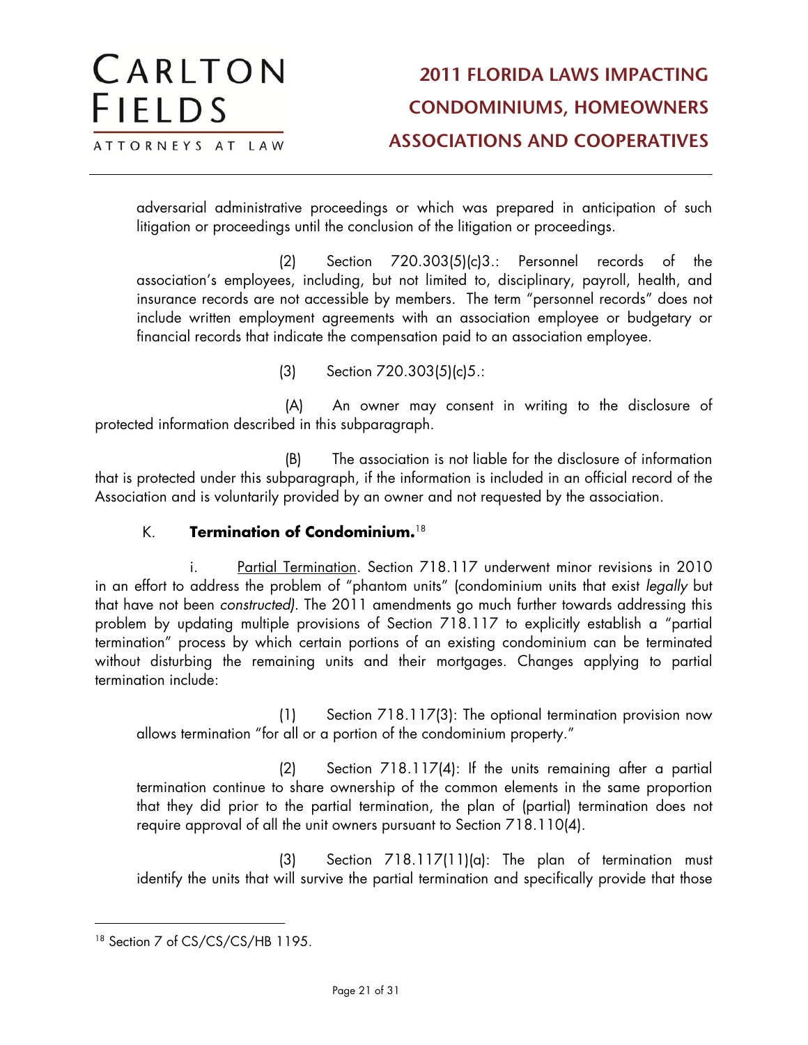adversarial administrative proceedings or which was prepared in anticipation of such litigation or proceedings until the conclusion of the litigation or proceedings.

(2) Section 720.303(5)(c)3.: Personnel records of the association's employees, including, but not limited to, disciplinary, payroll, health, and insurance records are not accessible by members. The term "personnel records" does not include written employment agreements with an association employee or budgetary or financial records that indicate the compensation paid to an association employee.

(3) Section 720.303(5)(c)5.:

(A) An owner may consent in writing to the disclosure of protected information described in this subparagraph.

(B) The association is not liable for the disclosure of information that is protected under this subparagraph, if the information is included in an official record of the Association and is voluntarily provided by an owner and not requested by the association.

K. **Termination of Condominium.**[18]

i. Partial Termination. Section 718.117 underwent minor revisions in 2010 in an effort to address the problem of "phantom units" (condominium units that exist *legally* but that have not been *constructed)*. The 2011 amendments go much further towards addressing this problem by updating multiple provisions of Section 718.117 to explicitly establish a "partial termination" process by which certain portions of an existing condominium can be terminated without disturbing the remaining units and their mortgages. Changes applying to partial termination include:

(1) Section 718.117(3): The optional termination provision now allows termination "for all or a portion of the condominium property."

(2) Section 718.117(4): If the units remaining after a partial termination continue to share ownership of the common elements in the same proportion that they did prior to the partial termination, the plan of (partial) termination does not require approval of all the unit owners pursuant to Section 718.110(4).

(3) Section 718.117(11)(a): The plan of termination must identify the units that will survive the partial termination and specifically provide that those

---

[18] Section 7 of CS/CS/CS/HB 1195.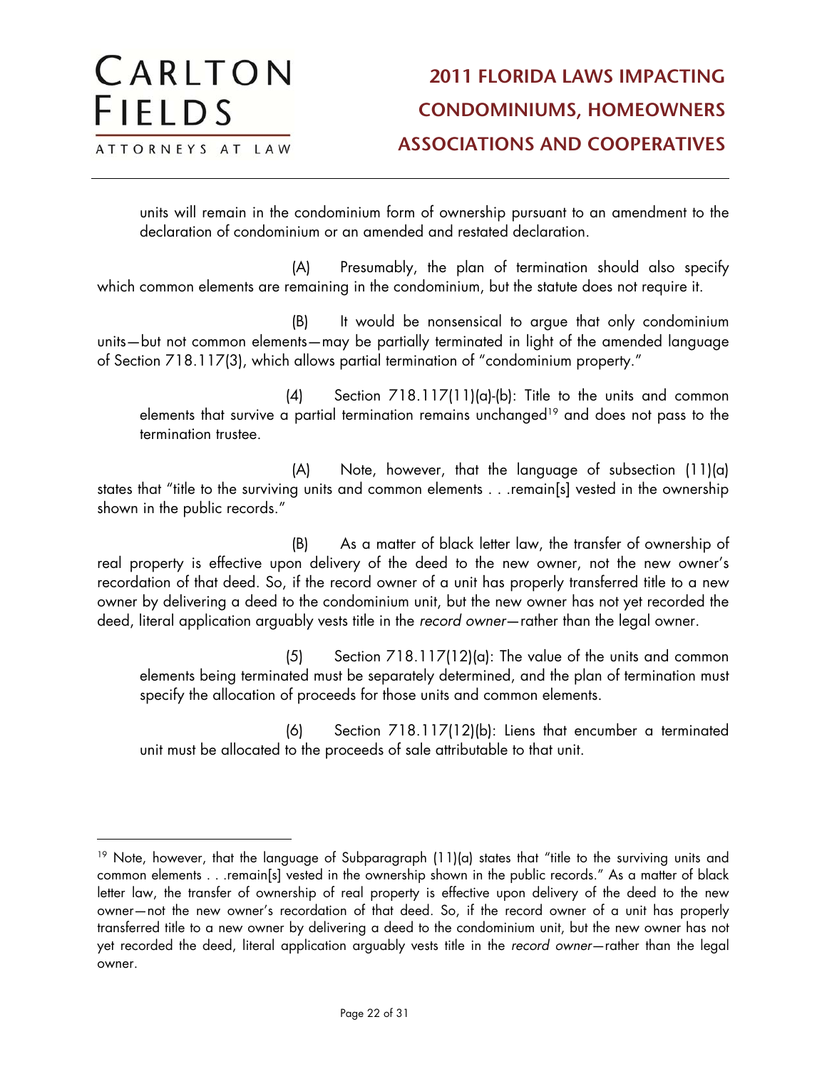units will remain in the condominium form of ownership pursuant to an amendment to the declaration of condominium or an amended and restated declaration.

(A) Presumably, the plan of termination should also specify which common elements are remaining in the condominium, but the statute does not require it.

(B) It would be nonsensical to argue that only condominium units—but not common elements—may be partially terminated in light of the amended language of Section 718.117(3), which allows partial termination of "condominium property."

(4) Section 718.117(11)(a)-(b): Title to the units and common elements that survive a partial termination remains unchanged[19] and does not pass to the termination trustee.

(A) Note, however, that the language of subsection (11)(a) states that "title to the surviving units and common elements . . .remain[s] vested in the ownership shown in the public records."

(B) As a matter of black letter law, the transfer of ownership of real property is effective upon delivery of the deed to the new owner, not the new owner's recordation of that deed. So, if the record owner of a unit has properly transferred title to a new owner by delivering a deed to the condominium unit, but the new owner has not yet recorded the deed, literal application arguably vests title in the *record owner*—rather than the legal owner.

(5) Section 718.117(12)(a): The value of the units and common elements being terminated must be separately determined, and the plan of termination must specify the allocation of proceeds for those units and common elements.

(6) Section 718.117(12)(b): Liens that encumber a terminated unit must be allocated to the proceeds of sale attributable to that unit.

---

[19] Note, however, that the language of Subparagraph (11)(a) states that "title to the surviving units and common elements . . .remain[s] vested in the ownership shown in the public records." As a matter of black letter law, the transfer of ownership of real property is effective upon delivery of the deed to the new owner—not the new owner's recordation of that deed. So, if the record owner of a unit has properly transferred title to a new owner by delivering a deed to the condominium unit, but the new owner has not yet recorded the deed, literal application arguably vests title in the *record owner*—rather than the legal owner.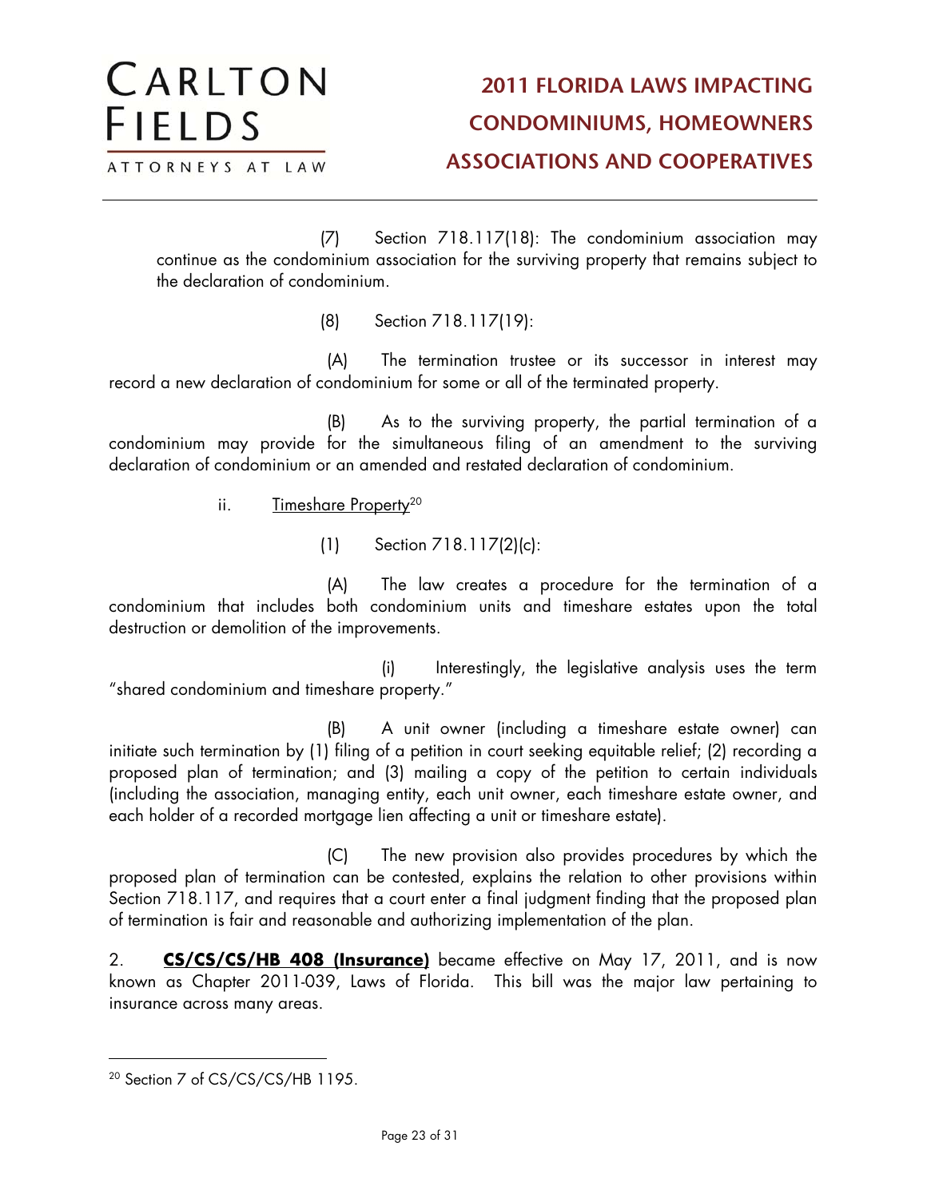(7) Section 718.117(18): The condominium association may continue as the condominium association for the surviving property that remains subject to the declaration of condominium.

(8) Section 718.117(19):

(A) The termination trustee or its successor in interest may record a new declaration of condominium for some or all of the terminated property.

(B) As to the surviving property, the partial termination of a condominium may provide for the simultaneous filing of an amendment to the surviving declaration of condominium or an amended and restated declaration of condominium.

ii. <u>Timeshare Property</u>[20]

(1) Section 718.117(2)(c):

(A) The law creates a procedure for the termination of a condominium that includes both condominium units and timeshare estates upon the total destruction or demolition of the improvements.

(i) Interestingly, the legislative analysis uses the term "shared condominium and timeshare property."

(B) A unit owner (including a timeshare estate owner) can initiate such termination by (1) filing of a petition in court seeking equitable relief; (2) recording a proposed plan of termination; and (3) mailing a copy of the petition to certain individuals (including the association, managing entity, each unit owner, each timeshare estate owner, and each holder of a recorded mortgage lien affecting a unit or timeshare estate).

(C) The new provision also provides procedures by which the proposed plan of termination can be contested, explains the relation to other provisions within Section 718.117, and requires that a court enter a final judgment finding that the proposed plan of termination is fair and reasonable and authorizing implementation of the plan.

2. **<u>CS/CS/CS/HB 408 (Insurance)</u>** became effective on May 17, 2011, and is now known as Chapter 2011-039, Laws of Florida. This bill was the major law pertaining to insurance across many areas.

---

[20] Section 7 of CS/CS/CS/HB 1195.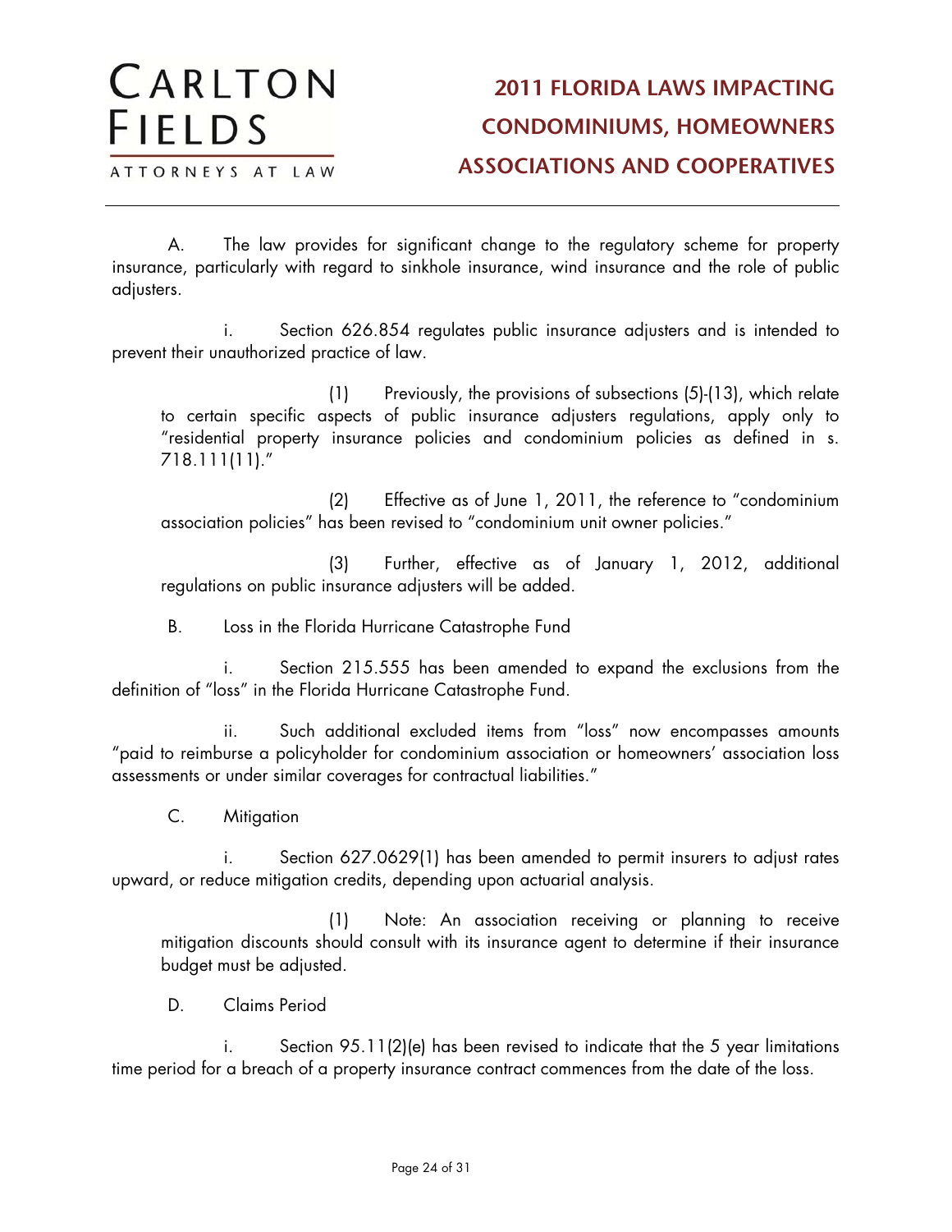A. The law provides for significant change to the regulatory scheme for property insurance, particularly with regard to sinkhole insurance, wind insurance and the role of public adjusters.

i. Section 626.854 regulates public insurance adjusters and is intended to prevent their unauthorized practice of law.

(1) Previously, the provisions of subsections (5)-(13), which relate to certain specific aspects of public insurance adjusters regulations, apply only to "residential property insurance policies and condominium policies as defined in s. 718.111(11)."

(2) Effective as of June 1, 2011, the reference to "condominium association policies" has been revised to "condominium unit owner policies."

(3) Further, effective as of January 1, 2012, additional regulations on public insurance adjusters will be added.

B. Loss in the Florida Hurricane Catastrophe Fund

i. Section 215.555 has been amended to expand the exclusions from the definition of "loss" in the Florida Hurricane Catastrophe Fund.

ii. Such additional excluded items from "loss" now encompasses amounts "paid to reimburse a policyholder for condominium association or homeowners' association loss assessments or under similar coverages for contractual liabilities."

C. Mitigation

i. Section 627.0629(1) has been amended to permit insurers to adjust rates upward, or reduce mitigation credits, depending upon actuarial analysis.

(1) Note: An association receiving or planning to receive mitigation discounts should consult with its insurance agent to determine if their insurance budget must be adjusted.

D. Claims Period

i. Section 95.11(2)(e) has been revised to indicate that the 5 year limitations time period for a breach of a property insurance contract commences from the date of the loss.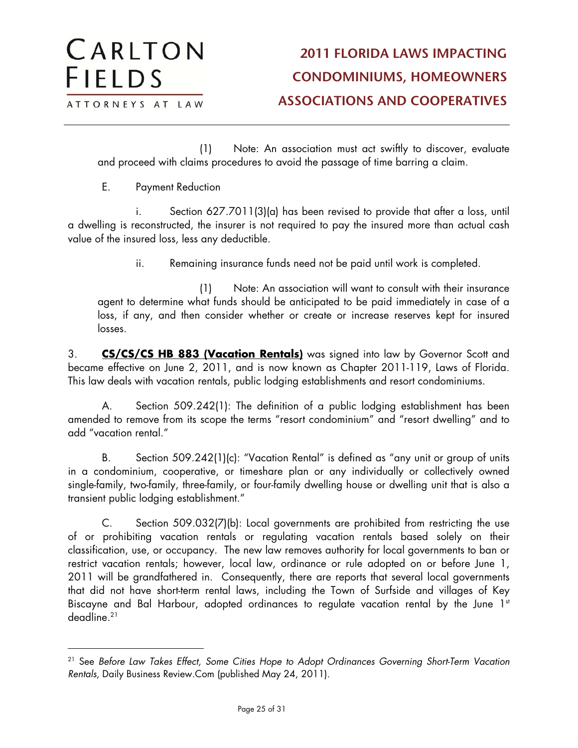(1) Note: An association must act swiftly to discover, evaluate and proceed with claims procedures to avoid the passage of time barring a claim.

E. Payment Reduction

i. Section 627.7011(3)(a) has been revised to provide that after a loss, until a dwelling is reconstructed, the insurer is not required to pay the insured more than actual cash value of the insured loss, less any deductible.

ii. Remaining insurance funds need not be paid until work is completed.

(1) Note: An association will want to consult with their insurance agent to determine what funds should be anticipated to be paid immediately in case of a loss, if any, and then consider whether or create or increase reserves kept for insured losses.

3. **CS/CS/CS HB 883 (Vacation Rentals)** was signed into law by Governor Scott and became effective on June 2, 2011, and is now known as Chapter 2011-119, Laws of Florida. This law deals with vacation rentals, public lodging establishments and resort condominiums.

A. Section 509.242(1): The definition of a public lodging establishment has been amended to remove from its scope the terms "resort condominium" and "resort dwelling" and to add "vacation rental."

B. Section 509.242(1)(c): "Vacation Rental" is defined as "any unit or group of units in a condominium, cooperative, or timeshare plan or any individually or collectively owned single-family, two-family, three-family, or four-family dwelling house or dwelling unit that is also a transient public lodging establishment."

C. Section 509.032(7)(b): Local governments are prohibited from restricting the use of or prohibiting vacation rentals or regulating vacation rentals based solely on their classification, use, or occupancy. The new law removes authority for local governments to ban or restrict vacation rentals; however, local law, ordinance or rule adopted on or before June 1, 2011 will be grandfathered in. Consequently, there are reports that several local governments that did not have short-term rental laws, including the Town of Surfside and villages of Key Biscayne and Bal Harbour, adopted ordinances to regulate vacation rental by the June 1st deadline.[21]

---

[21] See *Before Law Takes Effect, Some Cities Hope to Adopt Ordinances Governing Short-Term Vacation Rentals,* Daily Business Review.Com (published May 24, 2011).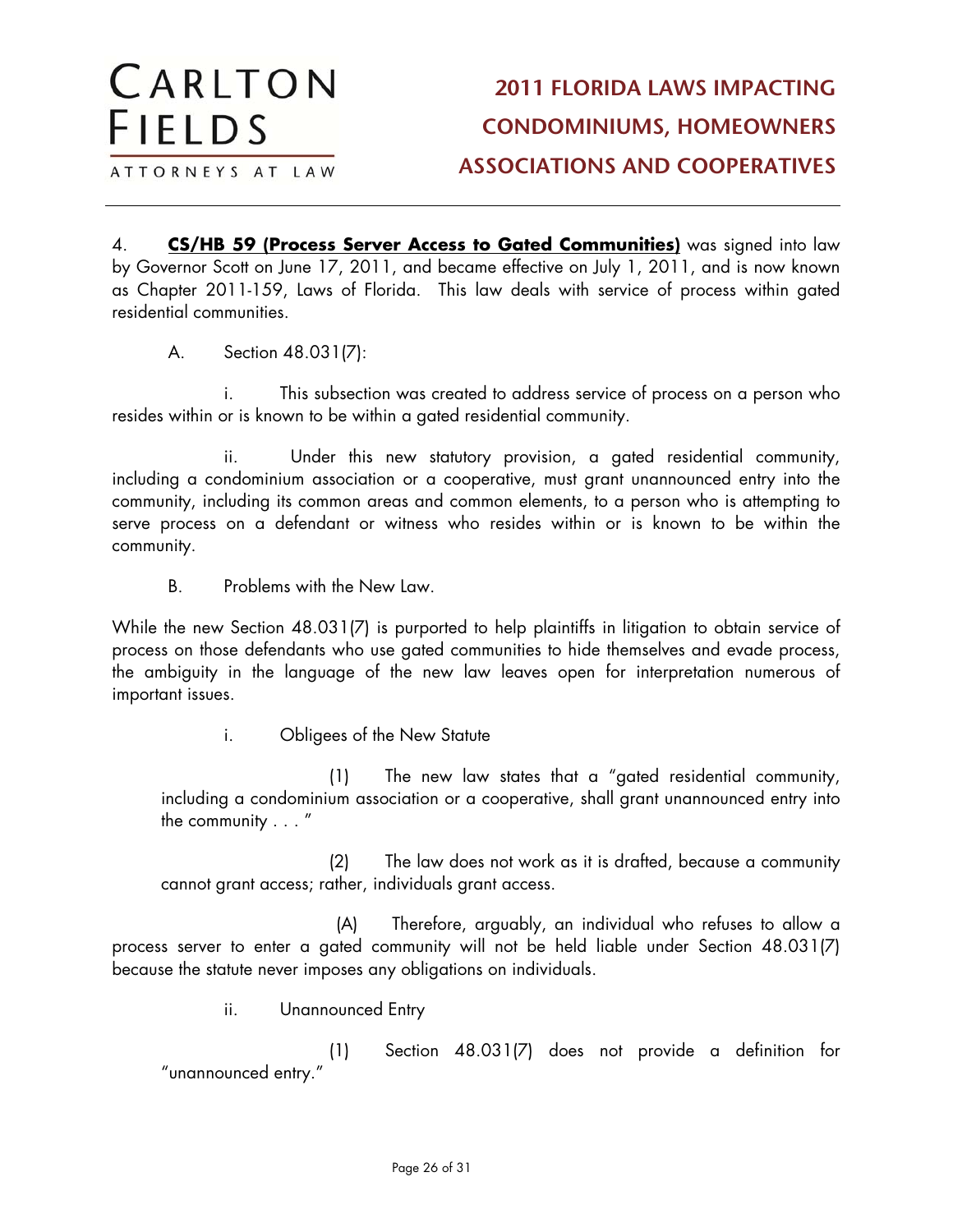4. **CS/HB 59 (Process Server Access to Gated Communities)** was signed into law by Governor Scott on June 17, 2011, and became effective on July 1, 2011, and is now known as Chapter 2011-159, Laws of Florida. This law deals with service of process within gated residential communities.

A. Section 48.031(7):

i. This subsection was created to address service of process on a person who resides within or is known to be within a gated residential community.

ii. Under this new statutory provision, a gated residential community, including a condominium association or a cooperative, must grant unannounced entry into the community, including its common areas and common elements, to a person who is attempting to serve process on a defendant or witness who resides within or is known to be within the community.

B. Problems with the New Law.

While the new Section 48.031(7) is purported to help plaintiffs in litigation to obtain service of process on those defendants who use gated communities to hide themselves and evade process, the ambiguity in the language of the new law leaves open for interpretation numerous of important issues.

i. Obligees of the New Statute

(1) The new law states that a "gated residential community, including a condominium association or a cooperative, shall grant unannounced entry into the community . . . "

(2) The law does not work as it is drafted, because a community cannot grant access; rather, individuals grant access.

(A) Therefore, arguably, an individual who refuses to allow a process server to enter a gated community will not be held liable under Section 48.031(7) because the statute never imposes any obligations on individuals.

ii. Unannounced Entry

(1) Section 48.031(7) does not provide a definition for "unannounced entry."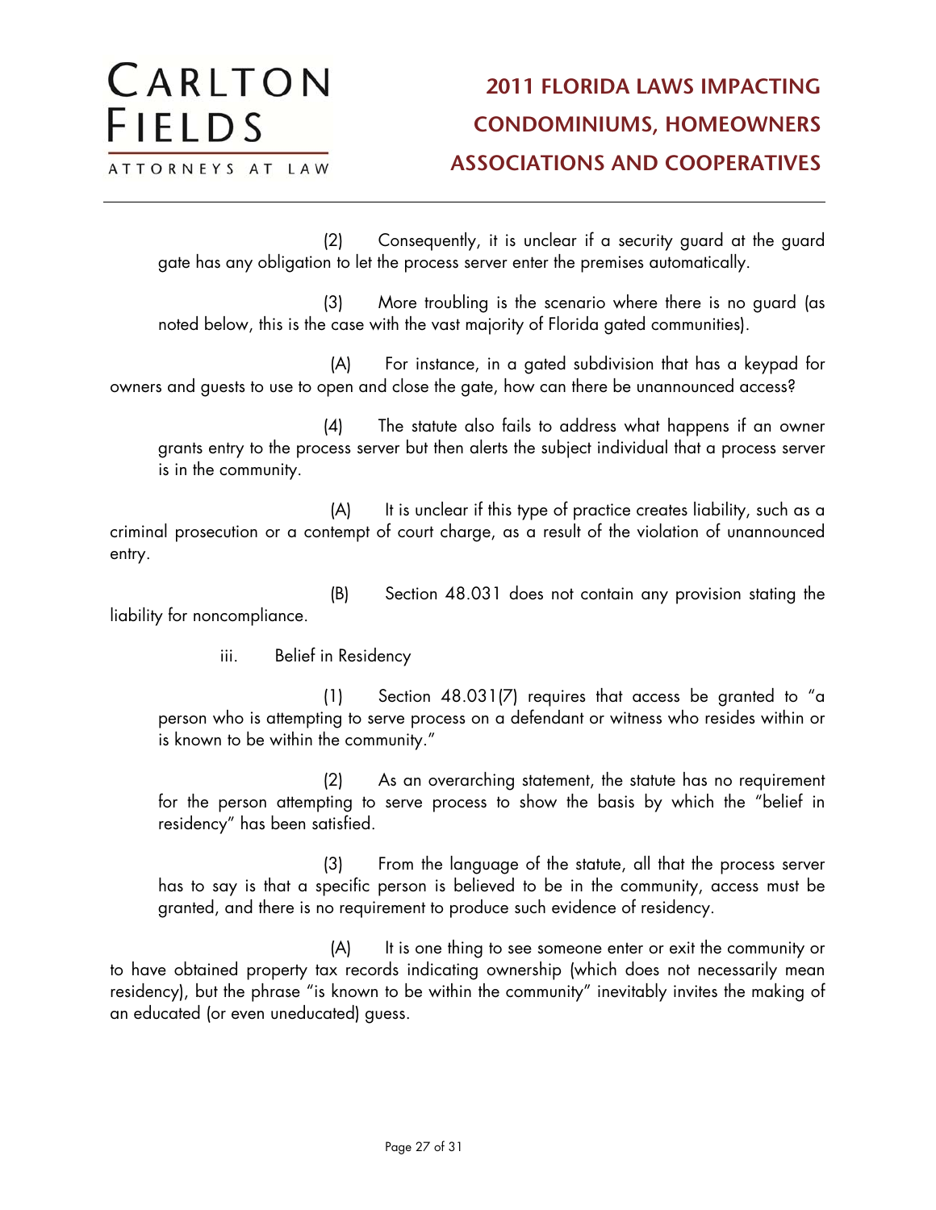(2) Consequently, it is unclear if a security guard at the guard gate has any obligation to let the process server enter the premises automatically.

(3) More troubling is the scenario where there is no guard (as noted below, this is the case with the vast majority of Florida gated communities).

(A) For instance, in a gated subdivision that has a keypad for owners and guests to use to open and close the gate, how can there be unannounced access?

(4) The statute also fails to address what happens if an owner grants entry to the process server but then alerts the subject individual that a process server is in the community.

(A) It is unclear if this type of practice creates liability, such as a criminal prosecution or a contempt of court charge, as a result of the violation of unannounced entry.

(B) Section 48.031 does not contain any provision stating the liability for noncompliance.

iii. Belief in Residency

(1) Section 48.031(7) requires that access be granted to "a person who is attempting to serve process on a defendant or witness who resides within or is known to be within the community."

(2) As an overarching statement, the statute has no requirement for the person attempting to serve process to show the basis by which the "belief in residency" has been satisfied.

(3) From the language of the statute, all that the process server has to say is that a specific person is believed to be in the community, access must be granted, and there is no requirement to produce such evidence of residency.

(A) It is one thing to see someone enter or exit the community or to have obtained property tax records indicating ownership (which does not necessarily mean residency), but the phrase "is known to be within the community" inevitably invites the making of an educated (or even uneducated) guess.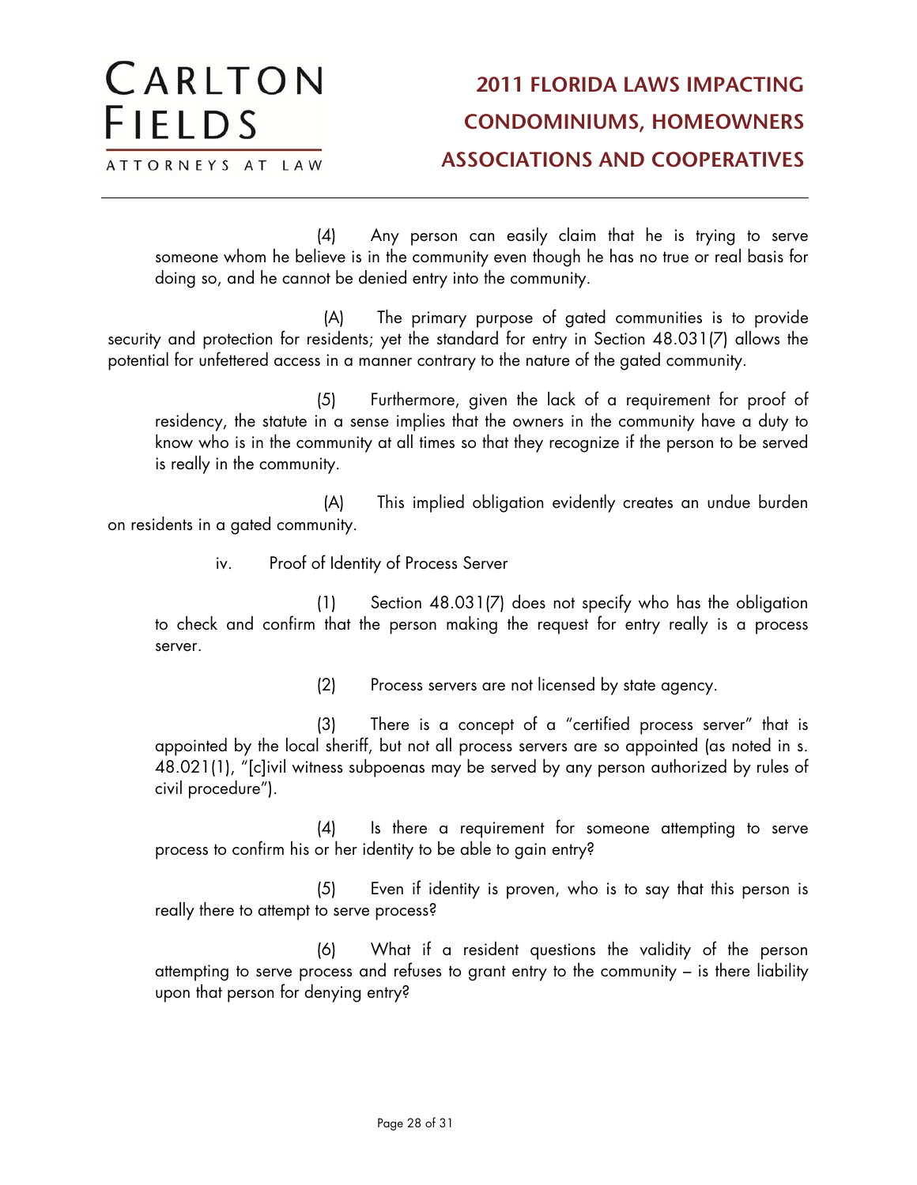(4) Any person can easily claim that he is trying to serve someone whom he believe is in the community even though he has no true or real basis for doing so, and he cannot be denied entry into the community.

(A) The primary purpose of gated communities is to provide security and protection for residents; yet the standard for entry in Section 48.031(7) allows the potential for unfettered access in a manner contrary to the nature of the gated community.

(5) Furthermore, given the lack of a requirement for proof of residency, the statute in a sense implies that the owners in the community have a duty to know who is in the community at all times so that they recognize if the person to be served is really in the community.

(A) This implied obligation evidently creates an undue burden on residents in a gated community.

iv. Proof of Identity of Process Server

(1) Section 48.031(7) does not specify who has the obligation to check and confirm that the person making the request for entry really is a process server.

(2) Process servers are not licensed by state agency.

(3) There is a concept of a "certified process server" that is appointed by the local sheriff, but not all process servers are so appointed (as noted in s. 48.021(1), "[c]ivil witness subpoenas may be served by any person authorized by rules of civil procedure").

(4) Is there a requirement for someone attempting to serve process to confirm his or her identity to be able to gain entry?

(5) Even if identity is proven, who is to say that this person is really there to attempt to serve process?

(6) What if a resident questions the validity of the person attempting to serve process and refuses to grant entry to the community – is there liability upon that person for denying entry?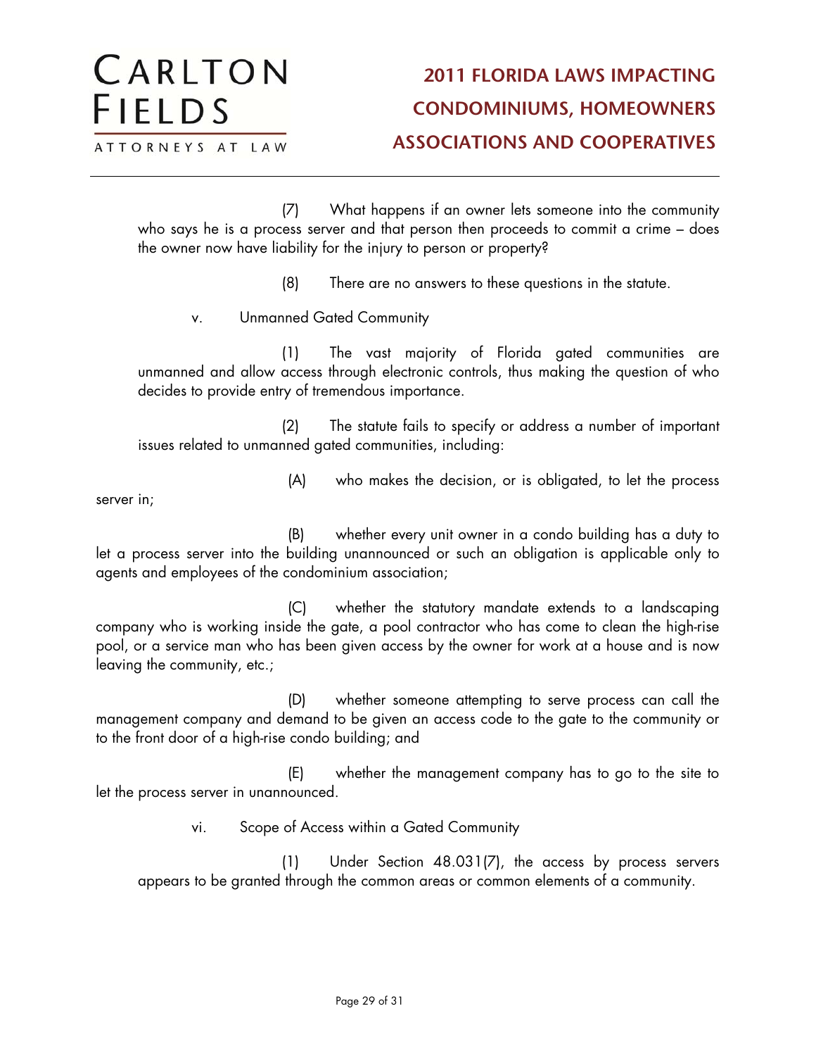(7) What happens if an owner lets someone into the community who says he is a process server and that person then proceeds to commit a crime – does the owner now have liability for the injury to person or property?

(8) There are no answers to these questions in the statute.

v. Unmanned Gated Community

(1) The vast majority of Florida gated communities are unmanned and allow access through electronic controls, thus making the question of who decides to provide entry of tremendous importance.

(2) The statute fails to specify or address a number of important issues related to unmanned gated communities, including:

(A) who makes the decision, or is obligated, to let the process server in;

(B) whether every unit owner in a condo building has a duty to let a process server into the building unannounced or such an obligation is applicable only to agents and employees of the condominium association;

(C) whether the statutory mandate extends to a landscaping company who is working inside the gate, a pool contractor who has come to clean the high-rise pool, or a service man who has been given access by the owner for work at a house and is now leaving the community, etc.;

(D) whether someone attempting to serve process can call the management company and demand to be given an access code to the gate to the community or to the front door of a high-rise condo building; and

(E) whether the management company has to go to the site to let the process server in unannounced.

vi. Scope of Access within a Gated Community

(1) Under Section 48.031(7), the access by process servers appears to be granted through the common areas or common elements of a community.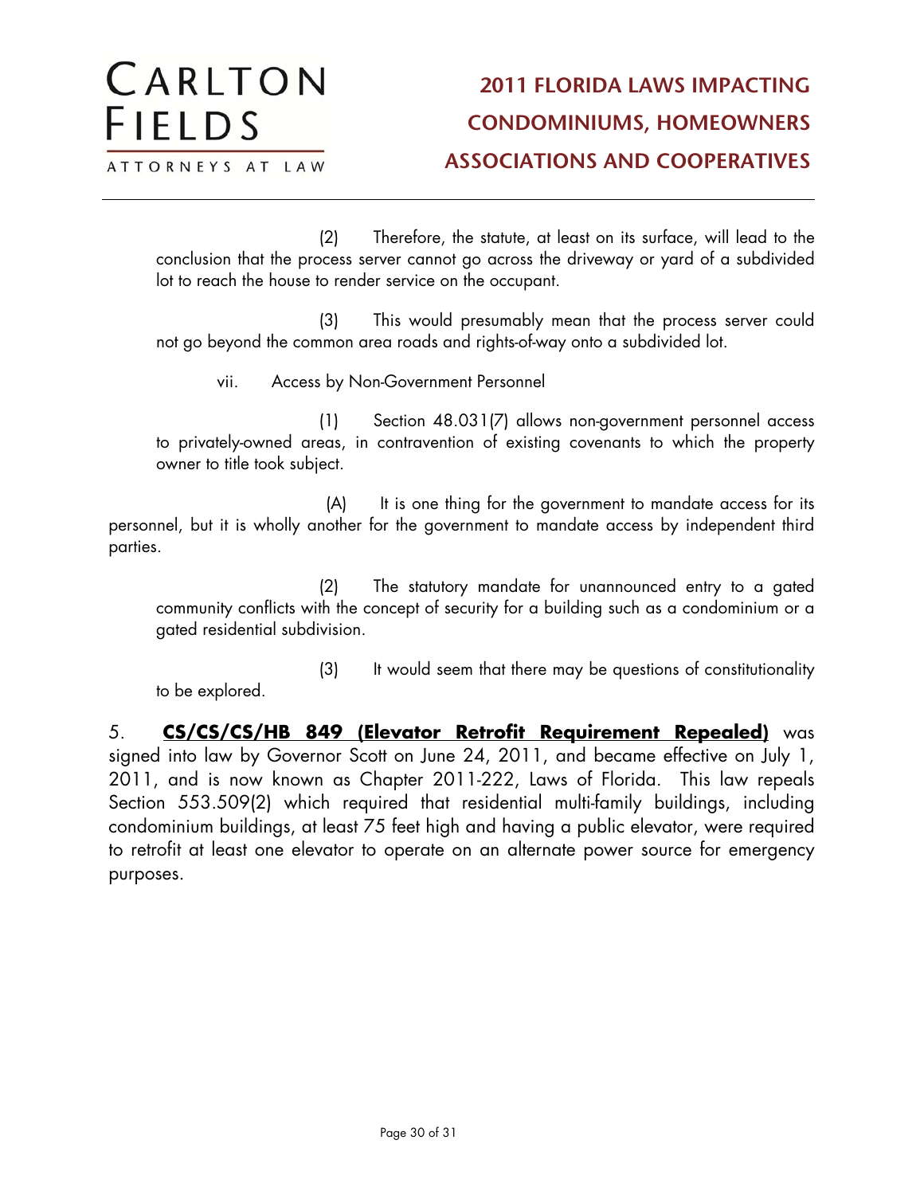(2) Therefore, the statute, at least on its surface, will lead to the conclusion that the process server cannot go across the driveway or yard of a subdivided lot to reach the house to render service on the occupant.

(3) This would presumably mean that the process server could not go beyond the common area roads and rights-of-way onto a subdivided lot.

vii. Access by Non-Government Personnel

(1) Section 48.031(7) allows non-government personnel access to privately-owned areas, in contravention of existing covenants to which the property owner to title took subject.

(A) It is one thing for the government to mandate access for its personnel, but it is wholly another for the government to mandate access by independent third parties.

(2) The statutory mandate for unannounced entry to a gated community conflicts with the concept of security for a building such as a condominium or a gated residential subdivision.

(3) It would seem that there may be questions of constitutionality to be explored.

5. **<u>CS/CS/CS/HB 849 (Elevator Retrofit Requirement Repealed)</u>** was signed into law by Governor Scott on June 24, 2011, and became effective on July 1, 2011, and is now known as Chapter 2011-222, Laws of Florida. This law repeals Section 553.509(2) which required that residential multi-family buildings, including condominium buildings, at least 75 feet high and having a public elevator, were required to retrofit at least one elevator to operate on an alternate power source for emergency purposes.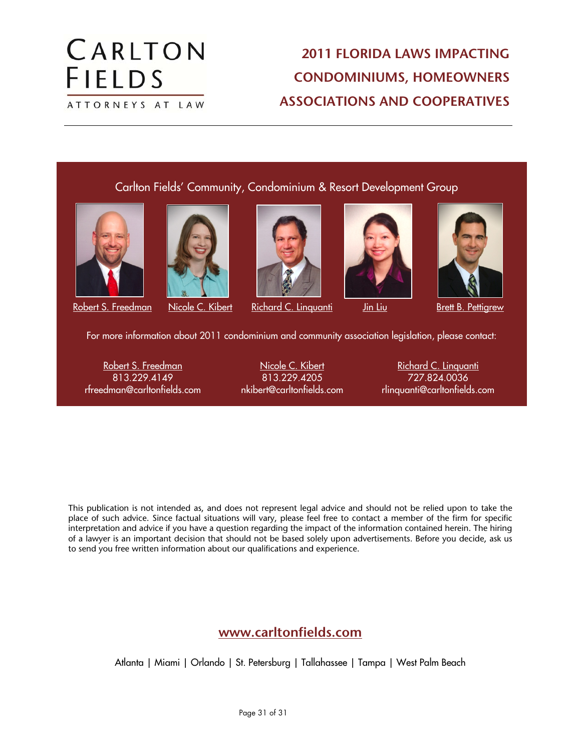# CARLTON FIELDS

ATTORNEYS AT LAW

## 2011 FLORIDA LAWS IMPACTING CONDOMINIUMS, HOMEOWNERS ASSOCIATIONS AND COOPERATIVES

---

Carlton Fields' Community, Condominium & Resort Development Group

Robert S. Freedman | Nicole C. Kibert | Richard C. Linquanti | Jin Liu | Brett B. Pettigrew

For more information about 2011 condominium and community association legislation, please contact:

Robert S. Freedman
813.229.4149
rfreedman@carltonfields.com

Nicole C. Kibert
813.229.4205
nkibert@carltonfields.com

Richard C. Linquanti
727.824.0036
rlinquanti@carltonfields.com

This publication is not intended as, and does not represent legal advice and should not be relied upon to take the place of such advice. Since factual situations will vary, please feel free to contact a member of the firm for specific interpretation and advice if you have a question regarding the impact of the information contained herein. The hiring of a lawyer is an important decision that should not be based solely upon advertisements. Before you decide, ask us to send you free written information about our qualifications and experience.

**www.carltonfields.com**

Atlanta | Miami | Orlando | St. Petersburg | Tallahassee | Tampa | West Palm Beach